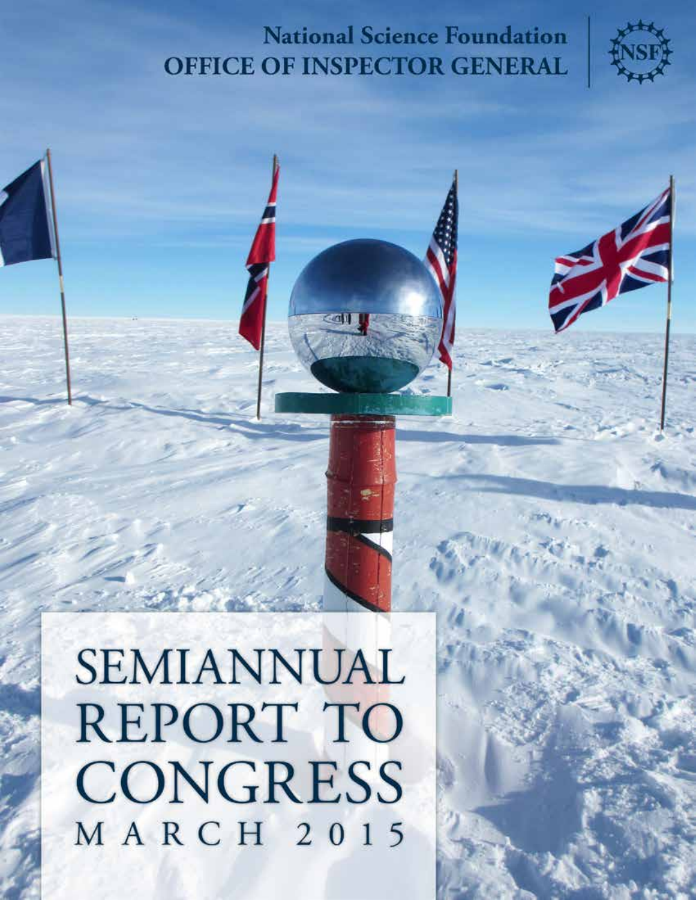National Science Foundation
OFFICE OF INSPECTOR GENERAL

# SEMIANNUAL REPORT TO CONGRESS

MARCH 2015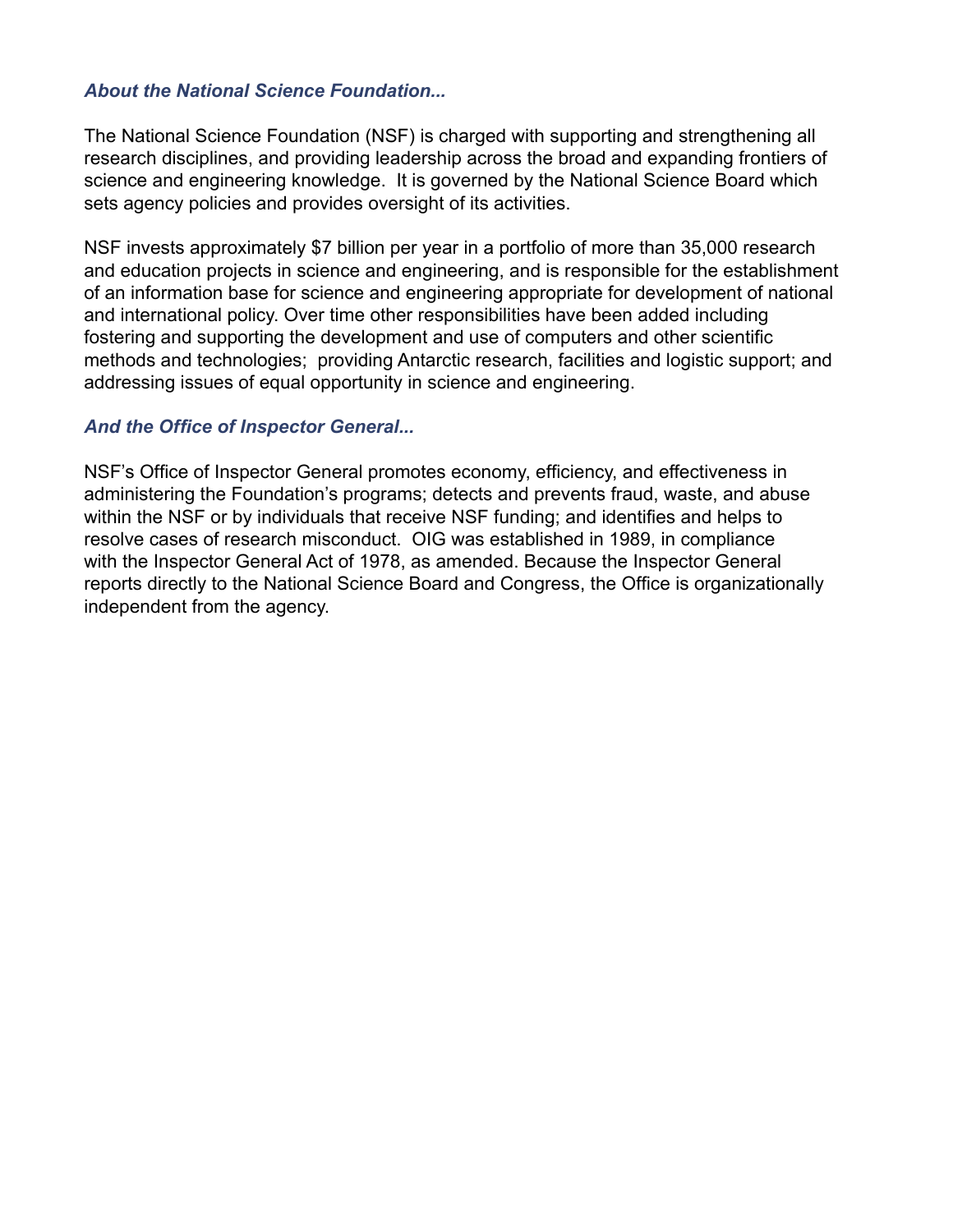### *About the National Science Foundation...*

The National Science Foundation (NSF) is charged with supporting and strengthening all research disciplines, and providing leadership across the broad and expanding frontiers of science and engineering knowledge. It is governed by the National Science Board which sets agency policies and provides oversight of its activities.

NSF invests approximately $7 billion per year in a portfolio of more than 35,000 research and education projects in science and engineering, and is responsible for the establishment of an information base for science and engineering appropriate for development of national and international policy. Over time other responsibilities have been added including fostering and supporting the development and use of computers and other scientific methods and technologies; providing Antarctic research, facilities and logistic support; and addressing issues of equal opportunity in science and engineering.

### *And the Office of Inspector General...*

NSF's Office of Inspector General promotes economy, efficiency, and effectiveness in administering the Foundation's programs; detects and prevents fraud, waste, and abuse within the NSF or by individuals that receive NSF funding; and identifies and helps to resolve cases of research misconduct. OIG was established in 1989, in compliance with the Inspector General Act of 1978, as amended. Because the Inspector General reports directly to the National Science Board and Congress, the Office is organizationally independent from the agency.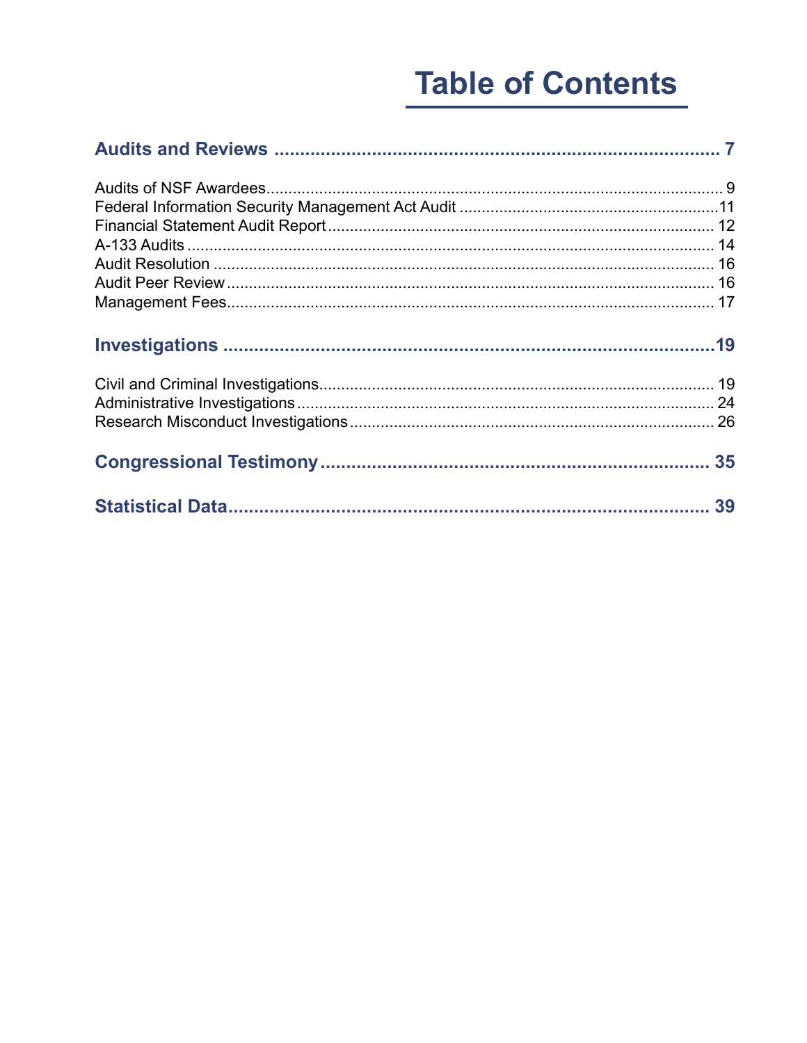# Table of Contents

**Audits and Reviews** .................................................................... 7

Audits of NSF Awardees .................................................................... 9
Federal Information Security Management Act Audit .................................................................... 11
Financial Statement Audit Report .................................................................... 12
A-133 Audits .................................................................... 14
Audit Resolution .................................................................... 16
Audit Peer Review .................................................................... 16
Management Fees .................................................................... 17

**Investigations** .................................................................... 19

Civil and Criminal Investigations .................................................................... 19
Administrative Investigations .................................................................... 24
Research Misconduct Investigations .................................................................... 26

**Congressional Testimony** .................................................................... 35

**Statistical Data** .................................................................... 39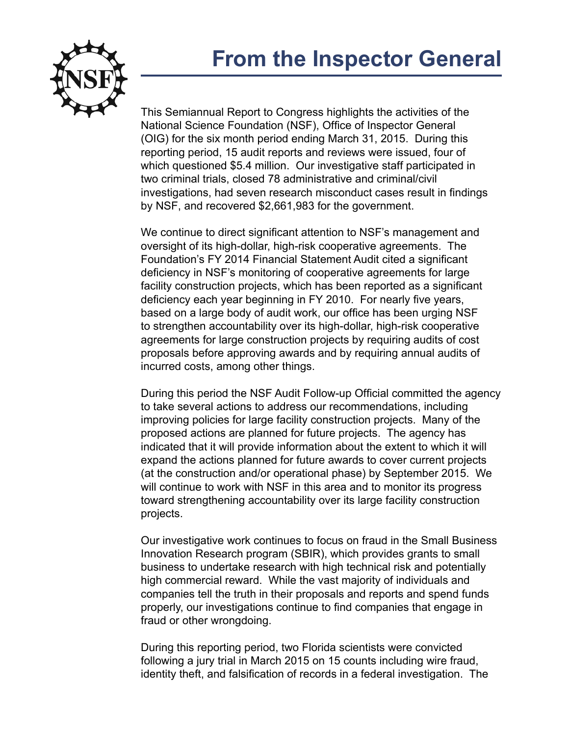# From the Inspector General

This Semiannual Report to Congress highlights the activities of the National Science Foundation (NSF), Office of Inspector General (OIG) for the six month period ending March 31, 2015. During this reporting period, 15 audit reports and reviews were issued, four of which questioned $5.4 million. Our investigative staff participated in two criminal trials, closed 78 administrative and criminal/civil investigations, had seven research misconduct cases result in findings by NSF, and recovered $2,661,983 for the government.

We continue to direct significant attention to NSF's management and oversight of its high-dollar, high-risk cooperative agreements. The Foundation's FY 2014 Financial Statement Audit cited a significant deficiency in NSF's monitoring of cooperative agreements for large facility construction projects, which has been reported as a significant deficiency each year beginning in FY 2010. For nearly five years, based on a large body of audit work, our office has been urging NSF to strengthen accountability over its high-dollar, high-risk cooperative agreements for large construction projects by requiring audits of cost proposals before approving awards and by requiring annual audits of incurred costs, among other things.

During this period the NSF Audit Follow-up Official committed the agency to take several actions to address our recommendations, including improving policies for large facility construction projects. Many of the proposed actions are planned for future projects. The agency has indicated that it will provide information about the extent to which it will expand the actions planned for future awards to cover current projects (at the construction and/or operational phase) by September 2015. We will continue to work with NSF in this area and to monitor its progress toward strengthening accountability over its large facility construction projects.

Our investigative work continues to focus on fraud in the Small Business Innovation Research program (SBIR), which provides grants to small business to undertake research with high technical risk and potentially high commercial reward. While the vast majority of individuals and companies tell the truth in their proposals and reports and spend funds properly, our investigations continue to find companies that engage in fraud or other wrongdoing.

During this reporting period, two Florida scientists were convicted following a jury trial in March 2015 on 15 counts including wire fraud, identity theft, and falsification of records in a federal investigation. The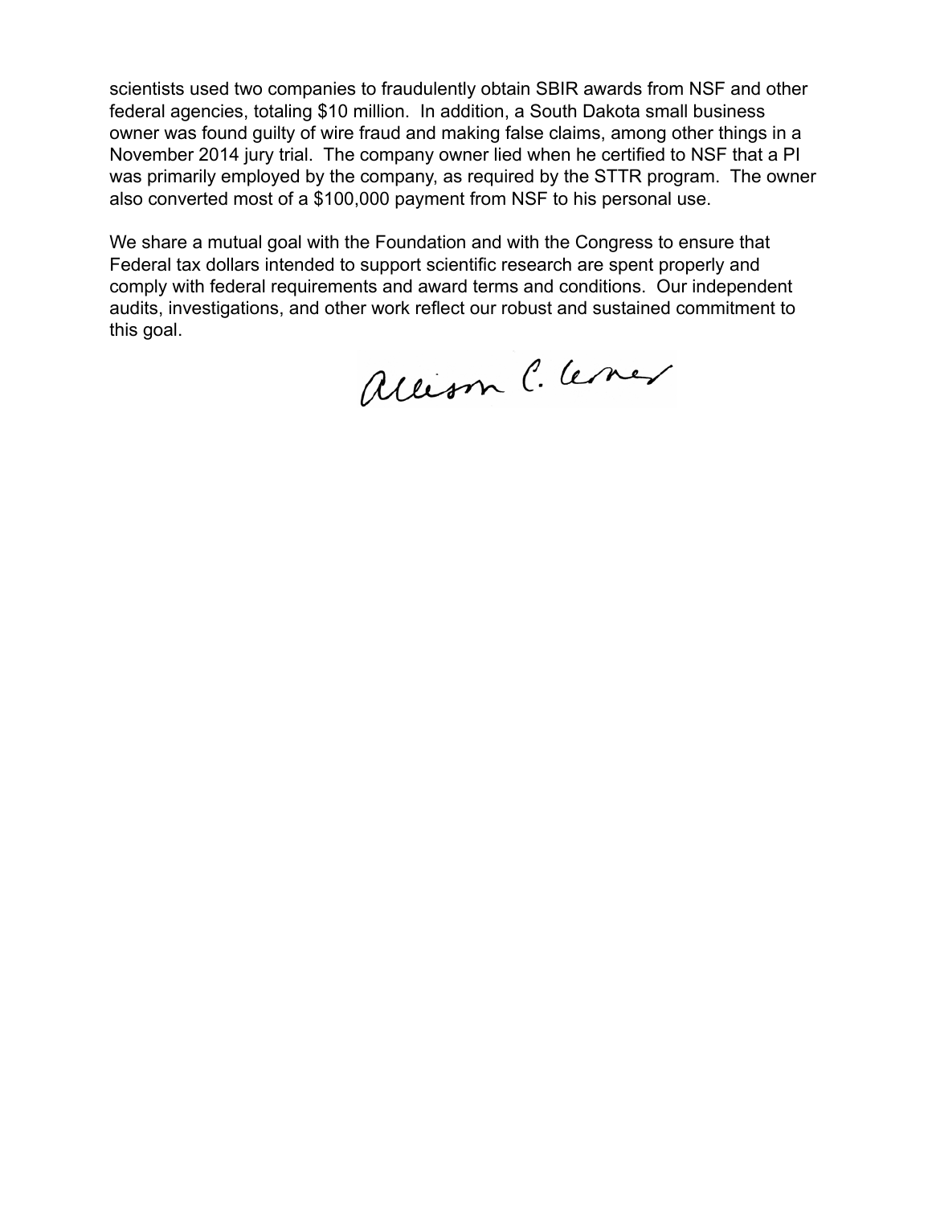scientists used two companies to fraudulently obtain SBIR awards from NSF and other federal agencies, totaling $10 million. In addition, a South Dakota small business owner was found guilty of wire fraud and making false claims, among other things in a November 2014 jury trial. The company owner lied when he certified to NSF that a PI was primarily employed by the company, as required by the STTR program. The owner also converted most of a $100,000 payment from NSF to his personal use.

We share a mutual goal with the Foundation and with the Congress to ensure that Federal tax dollars intended to support scientific research are spent properly and comply with federal requirements and award terms and conditions. Our independent audits, investigations, and other work reflect our robust and sustained commitment to this goal.

Allison C. Lerner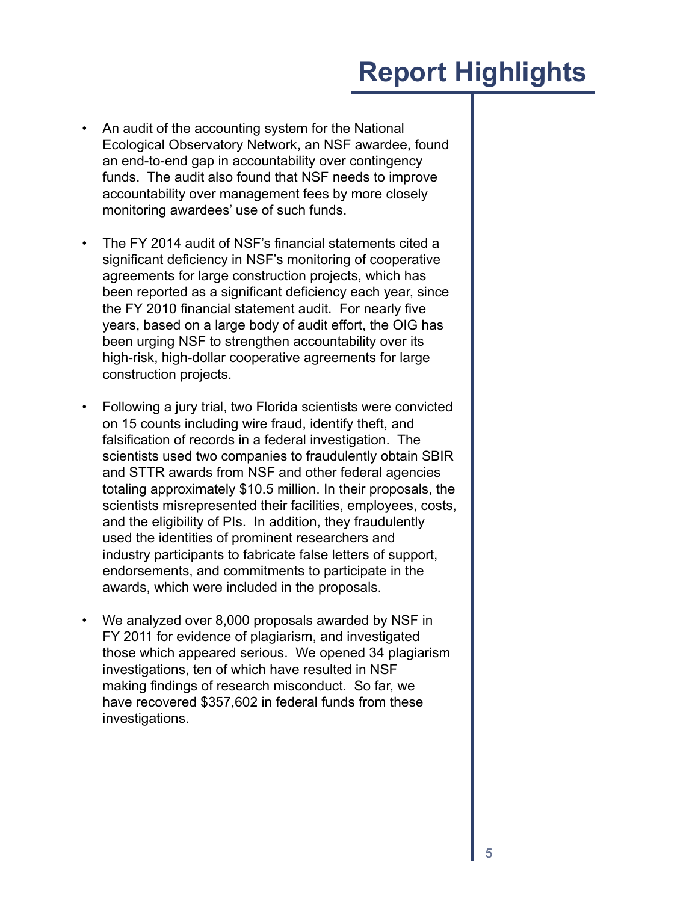# Report Highlights

- An audit of the accounting system for the National Ecological Observatory Network, an NSF awardee, found an end-to-end gap in accountability over contingency funds. The audit also found that NSF needs to improve accountability over management fees by more closely monitoring awardees' use of such funds.

- The FY 2014 audit of NSF's financial statements cited a significant deficiency in NSF's monitoring of cooperative agreements for large construction projects, which has been reported as a significant deficiency each year, since the FY 2010 financial statement audit. For nearly five years, based on a large body of audit effort, the OIG has been urging NSF to strengthen accountability over its high-risk, high-dollar cooperative agreements for large construction projects.

- Following a jury trial, two Florida scientists were convicted on 15 counts including wire fraud, identify theft, and falsification of records in a federal investigation. The scientists used two companies to fraudulently obtain SBIR and STTR awards from NSF and other federal agencies totaling approximately $10.5 million. In their proposals, the scientists misrepresented their facilities, employees, costs, and the eligibility of PIs. In addition, they fraudulently used the identities of prominent researchers and industry participants to fabricate false letters of support, endorsements, and commitments to participate in the awards, which were included in the proposals.

- We analyzed over 8,000 proposals awarded by NSF in FY 2011 for evidence of plagiarism, and investigated those which appeared serious. We opened 34 plagiarism investigations, ten of which have resulted in NSF making findings of research misconduct. So far, we have recovered $357,602 in federal funds from these investigations.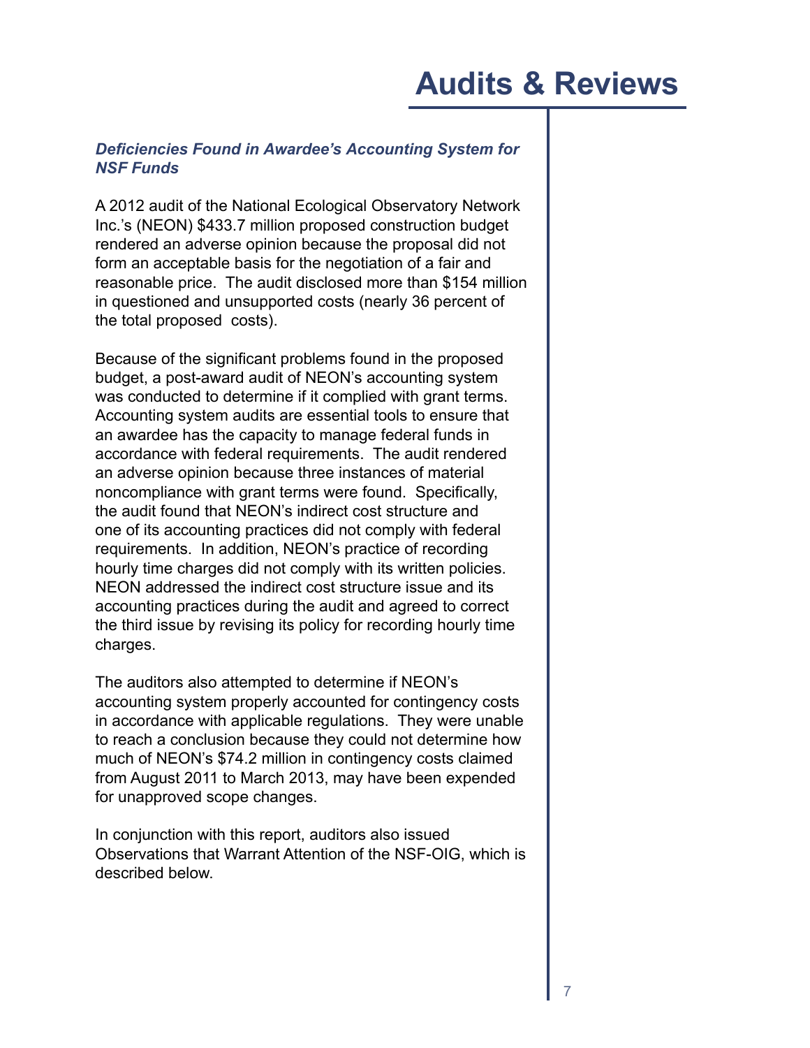# Audits & Reviews

***Deficiencies Found in Awardee's Accounting System for NSF Funds***

A 2012 audit of the National Ecological Observatory Network Inc.'s (NEON) $433.7 million proposed construction budget rendered an adverse opinion because the proposal did not form an acceptable basis for the negotiation of a fair and reasonable price. The audit disclosed more than $154 million in questioned and unsupported costs (nearly 36 percent of the total proposed costs).

Because of the significant problems found in the proposed budget, a post-award audit of NEON's accounting system was conducted to determine if it complied with grant terms. Accounting system audits are essential tools to ensure that an awardee has the capacity to manage federal funds in accordance with federal requirements. The audit rendered an adverse opinion because three instances of material noncompliance with grant terms were found. Specifically, the audit found that NEON's indirect cost structure and one of its accounting practices did not comply with federal requirements. In addition, NEON's practice of recording hourly time charges did not comply with its written policies. NEON addressed the indirect cost structure issue and its accounting practices during the audit and agreed to correct the third issue by revising its policy for recording hourly time charges.

The auditors also attempted to determine if NEON's accounting system properly accounted for contingency costs in accordance with applicable regulations. They were unable to reach a conclusion because they could not determine how much of NEON's $74.2 million in contingency costs claimed from August 2011 to March 2013, may have been expended for unapproved scope changes.

In conjunction with this report, auditors also issued Observations that Warrant Attention of the NSF-OIG, which is described below.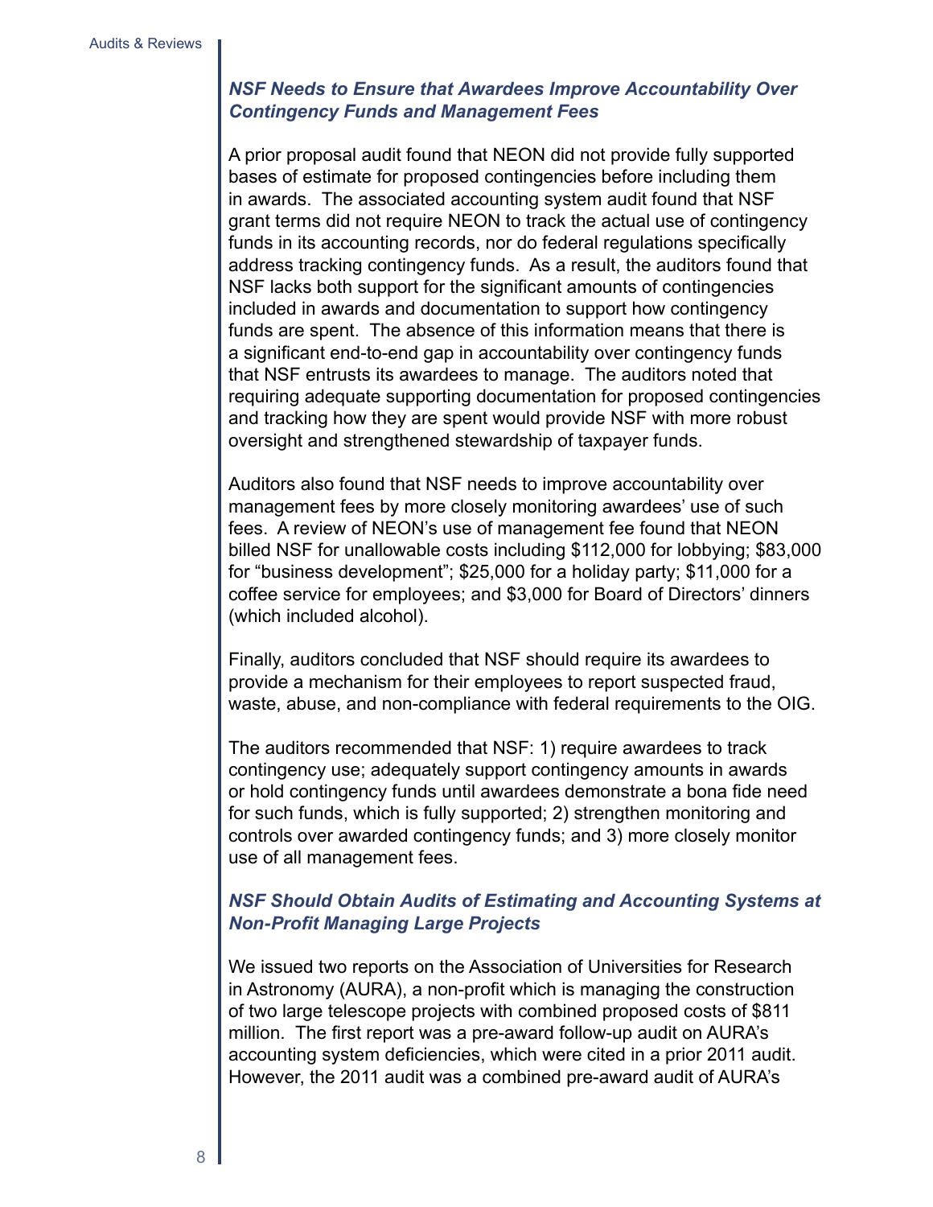### *NSF Needs to Ensure that Awardees Improve Accountability Over Contingency Funds and Management Fees*

A prior proposal audit found that NEON did not provide fully supported bases of estimate for proposed contingencies before including them in awards. The associated accounting system audit found that NSF grant terms did not require NEON to track the actual use of contingency funds in its accounting records, nor do federal regulations specifically address tracking contingency funds. As a result, the auditors found that NSF lacks both support for the significant amounts of contingencies included in awards and documentation to support how contingency funds are spent. The absence of this information means that there is a significant end-to-end gap in accountability over contingency funds that NSF entrusts its awardees to manage. The auditors noted that requiring adequate supporting documentation for proposed contingencies and tracking how they are spent would provide NSF with more robust oversight and strengthened stewardship of taxpayer funds.

Auditors also found that NSF needs to improve accountability over management fees by more closely monitoring awardees' use of such fees. A review of NEON's use of management fee found that NEON billed NSF for unallowable costs including $112,000 for lobbying; $83,000 for "business development"; $25,000 for a holiday party; $11,000 for a coffee service for employees; and $3,000 for Board of Directors' dinners (which included alcohol).

Finally, auditors concluded that NSF should require its awardees to provide a mechanism for their employees to report suspected fraud, waste, abuse, and non-compliance with federal requirements to the OIG.

The auditors recommended that NSF: 1) require awardees to track contingency use; adequately support contingency amounts in awards or hold contingency funds until awardees demonstrate a bona fide need for such funds, which is fully supported; 2) strengthen monitoring and controls over awarded contingency funds; and 3) more closely monitor use of all management fees.

### *NSF Should Obtain Audits of Estimating and Accounting Systems at Non-Profit Managing Large Projects*

We issued two reports on the Association of Universities for Research in Astronomy (AURA), a non-profit which is managing the construction of two large telescope projects with combined proposed costs of $811 million. The first report was a pre-award follow-up audit on AURA's accounting system deficiencies, which were cited in a prior 2011 audit. However, the 2011 audit was a combined pre-award audit of AURA's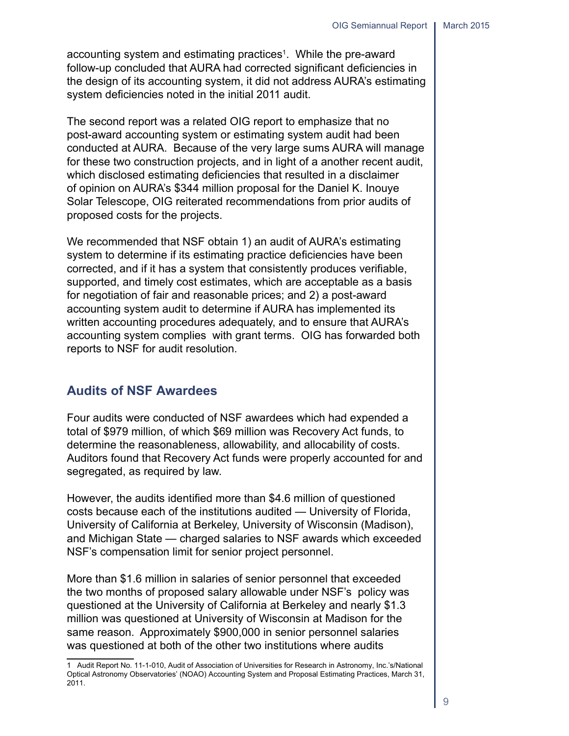accounting system and estimating practices[1]. While the pre-award follow-up concluded that AURA had corrected significant deficiencies in the design of its accounting system, it did not address AURA's estimating system deficiencies noted in the initial 2011 audit.

The second report was a related OIG report to emphasize that no post-award accounting system or estimating system audit had been conducted at AURA. Because of the very large sums AURA will manage for these two construction projects, and in light of a another recent audit, which disclosed estimating deficiencies that resulted in a disclaimer of opinion on AURA's $344 million proposal for the Daniel K. Inouye Solar Telescope, OIG reiterated recommendations from prior audits of proposed costs for the projects.

We recommended that NSF obtain 1) an audit of AURA's estimating system to determine if its estimating practice deficiencies have been corrected, and if it has a system that consistently produces verifiable, supported, and timely cost estimates, which are acceptable as a basis for negotiation of fair and reasonable prices; and 2) a post-award accounting system audit to determine if AURA has implemented its written accounting procedures adequately, and to ensure that AURA's accounting system complies with grant terms. OIG has forwarded both reports to NSF for audit resolution.

## Audits of NSF Awardees

Four audits were conducted of NSF awardees which had expended a total of $979 million, of which $69 million was Recovery Act funds, to determine the reasonableness, allowability, and allocability of costs. Auditors found that Recovery Act funds were properly accounted for and segregated, as required by law.

However, the audits identified more than $4.6 million of questioned costs because each of the institutions audited — University of Florida, University of California at Berkeley, University of Wisconsin (Madison), and Michigan State — charged salaries to NSF awards which exceeded NSF's compensation limit for senior project personnel.

More than $1.6 million in salaries of senior personnel that exceeded the two months of proposed salary allowable under NSF's policy was questioned at the University of California at Berkeley and nearly $1.3 million was questioned at University of Wisconsin at Madison for the same reason. Approximately $900,000 in senior personnel salaries was questioned at both of the other two institutions where audits

[1] Audit Report No. 11-1-010, Audit of Association of Universities for Research in Astronomy, Inc.'s/National Optical Astronomy Observatories' (NOAO) Accounting System and Proposal Estimating Practices, March 31, 2011.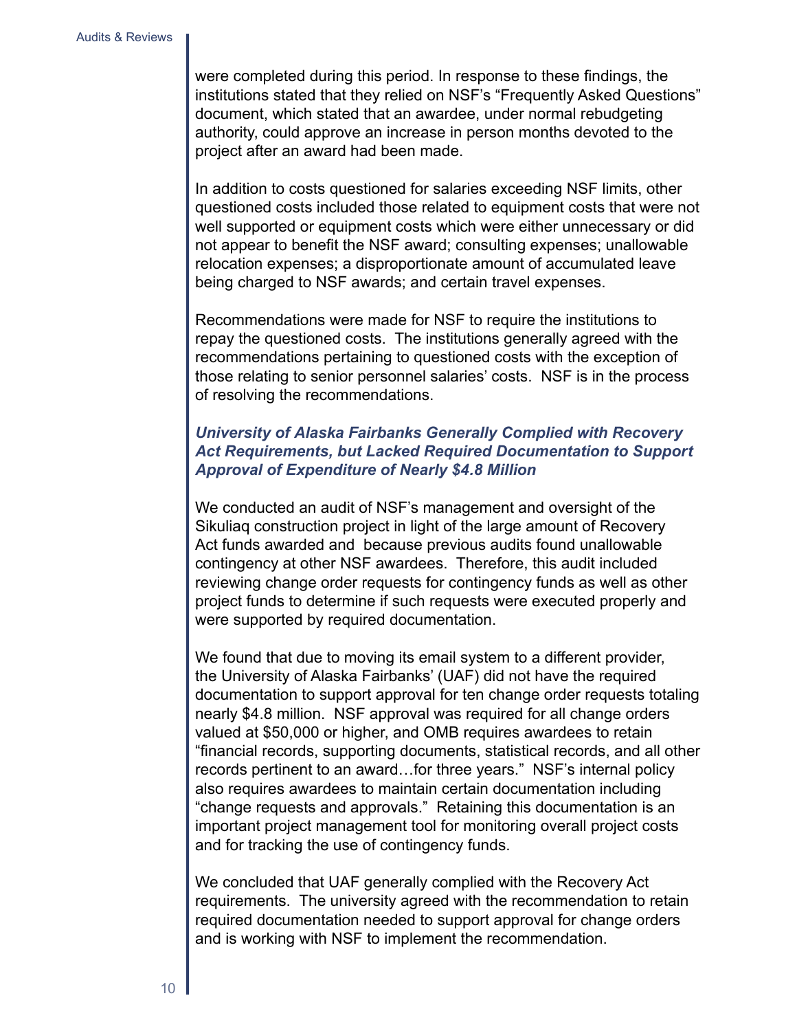were completed during this period. In response to these findings, the institutions stated that they relied on NSF's "Frequently Asked Questions" document, which stated that an awardee, under normal rebudgeting authority, could approve an increase in person months devoted to the project after an award had been made.

In addition to costs questioned for salaries exceeding NSF limits, other questioned costs included those related to equipment costs that were not well supported or equipment costs which were either unnecessary or did not appear to benefit the NSF award; consulting expenses; unallowable relocation expenses; a disproportionate amount of accumulated leave being charged to NSF awards; and certain travel expenses.

Recommendations were made for NSF to require the institutions to repay the questioned costs. The institutions generally agreed with the recommendations pertaining to questioned costs with the exception of those relating to senior personnel salaries' costs. NSF is in the process of resolving the recommendations.

### *University of Alaska Fairbanks Generally Complied with Recovery Act Requirements, but Lacked Required Documentation to Support Approval of Expenditure of Nearly $4.8 Million*

We conducted an audit of NSF's management and oversight of the Sikuliaq construction project in light of the large amount of Recovery Act funds awarded and because previous audits found unallowable contingency at other NSF awardees. Therefore, this audit included reviewing change order requests for contingency funds as well as other project funds to determine if such requests were executed properly and were supported by required documentation.

We found that due to moving its email system to a different provider, the University of Alaska Fairbanks' (UAF) did not have the required documentation to support approval for ten change order requests totaling nearly $4.8 million. NSF approval was required for all change orders valued at $50,000 or higher, and OMB requires awardees to retain "financial records, supporting documents, statistical records, and all other records pertinent to an award…for three years." NSF's internal policy also requires awardees to maintain certain documentation including "change requests and approvals." Retaining this documentation is an important project management tool for monitoring overall project costs and for tracking the use of contingency funds.

We concluded that UAF generally complied with the Recovery Act requirements. The university agreed with the recommendation to retain required documentation needed to support approval for change orders and is working with NSF to implement the recommendation.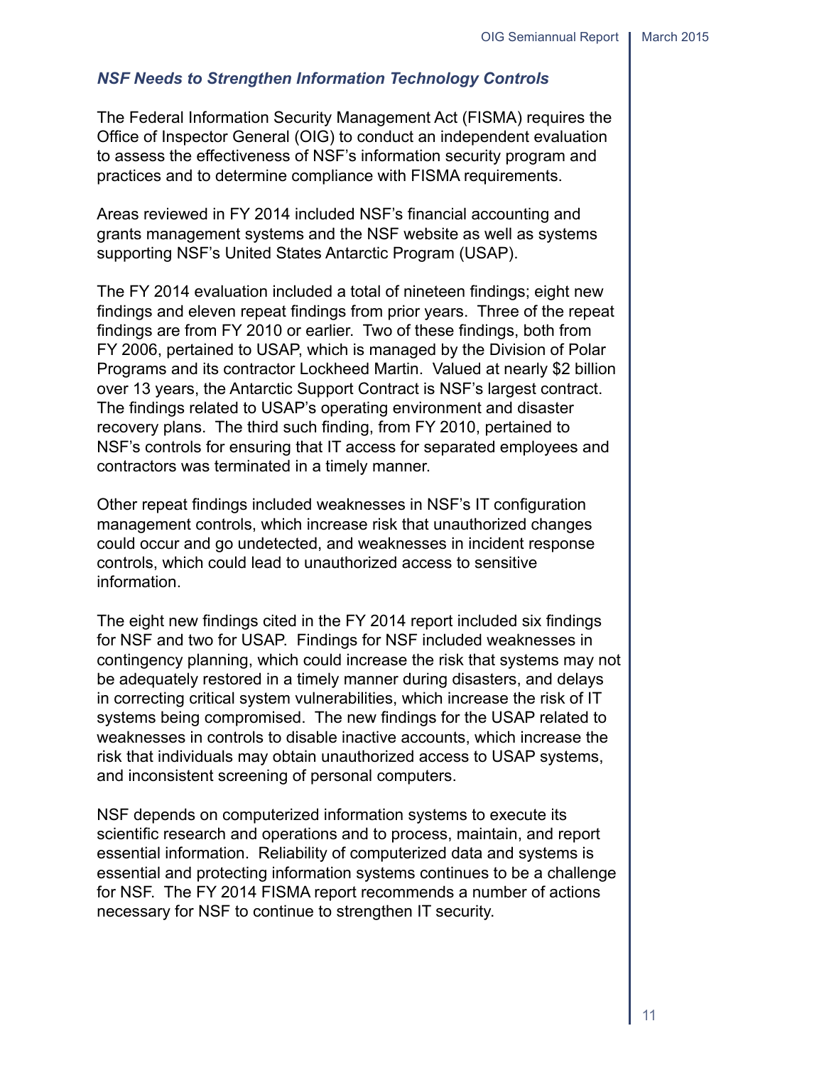### *NSF Needs to Strengthen Information Technology Controls*

The Federal Information Security Management Act (FISMA) requires the Office of Inspector General (OIG) to conduct an independent evaluation to assess the effectiveness of NSF's information security program and practices and to determine compliance with FISMA requirements.

Areas reviewed in FY 2014 included NSF's financial accounting and grants management systems and the NSF website as well as systems supporting NSF's United States Antarctic Program (USAP).

The FY 2014 evaluation included a total of nineteen findings; eight new findings and eleven repeat findings from prior years. Three of the repeat findings are from FY 2010 or earlier. Two of these findings, both from FY 2006, pertained to USAP, which is managed by the Division of Polar Programs and its contractor Lockheed Martin. Valued at nearly $2 billion over 13 years, the Antarctic Support Contract is NSF's largest contract. The findings related to USAP's operating environment and disaster recovery plans. The third such finding, from FY 2010, pertained to NSF's controls for ensuring that IT access for separated employees and contractors was terminated in a timely manner.

Other repeat findings included weaknesses in NSF's IT configuration management controls, which increase risk that unauthorized changes could occur and go undetected, and weaknesses in incident response controls, which could lead to unauthorized access to sensitive information.

The eight new findings cited in the FY 2014 report included six findings for NSF and two for USAP. Findings for NSF included weaknesses in contingency planning, which could increase the risk that systems may not be adequately restored in a timely manner during disasters, and delays in correcting critical system vulnerabilities, which increase the risk of IT systems being compromised. The new findings for the USAP related to weaknesses in controls to disable inactive accounts, which increase the risk that individuals may obtain unauthorized access to USAP systems, and inconsistent screening of personal computers.

NSF depends on computerized information systems to execute its scientific research and operations and to process, maintain, and report essential information. Reliability of computerized data and systems is essential and protecting information systems continues to be a challenge for NSF. The FY 2014 FISMA report recommends a number of actions necessary for NSF to continue to strengthen IT security.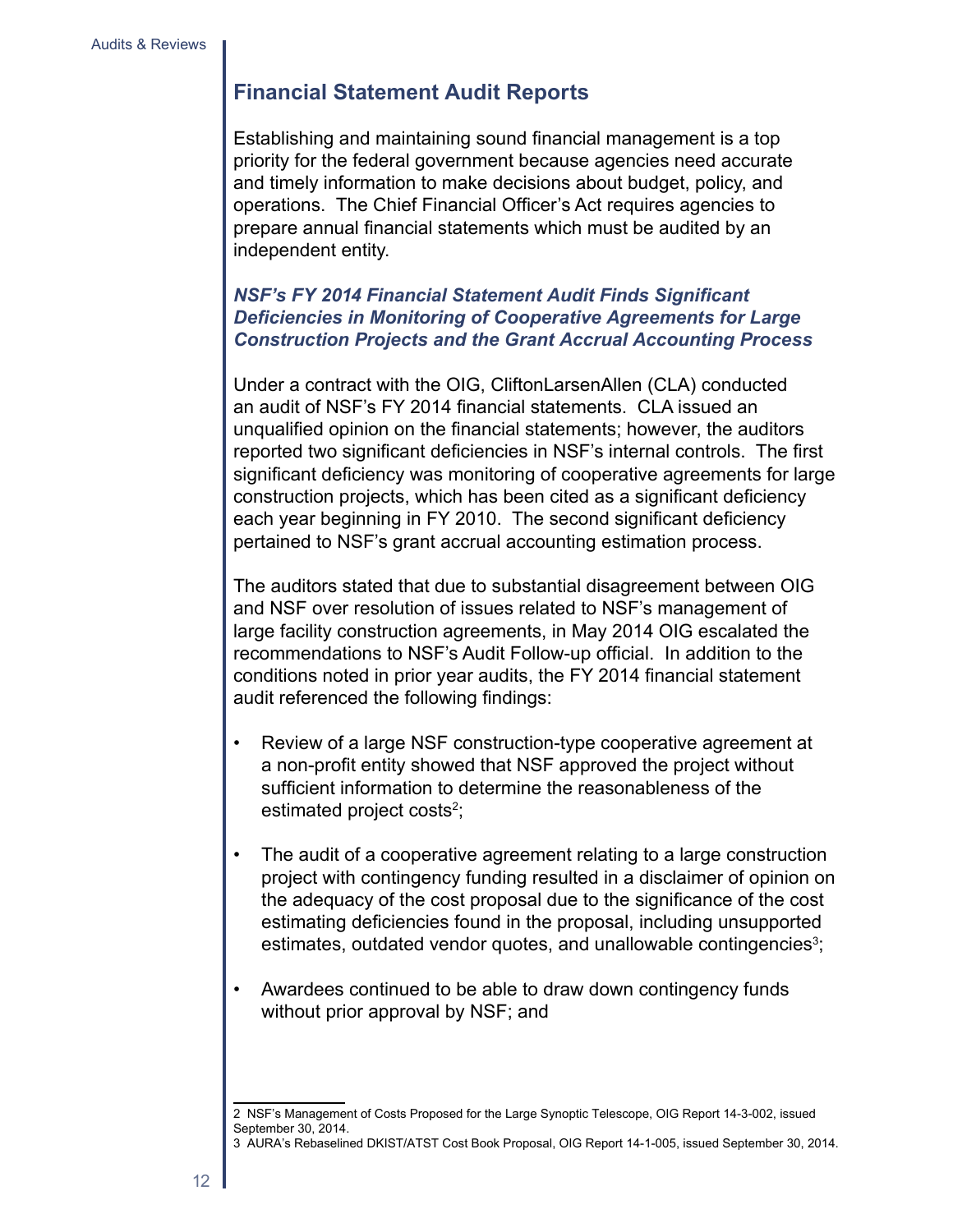## Financial Statement Audit Reports

Establishing and maintaining sound financial management is a top priority for the federal government because agencies need accurate and timely information to make decisions about budget, policy, and operations. The Chief Financial Officer's Act requires agencies to prepare annual financial statements which must be audited by an independent entity.

### *NSF's FY 2014 Financial Statement Audit Finds Significant Deficiencies in Monitoring of Cooperative Agreements for Large Construction Projects and the Grant Accrual Accounting Process*

Under a contract with the OIG, CliftonLarsenAllen (CLA) conducted an audit of NSF's FY 2014 financial statements. CLA issued an unqualified opinion on the financial statements; however, the auditors reported two significant deficiencies in NSF's internal controls. The first significant deficiency was monitoring of cooperative agreements for large construction projects, which has been cited as a significant deficiency each year beginning in FY 2010. The second significant deficiency pertained to NSF's grant accrual accounting estimation process.

The auditors stated that due to substantial disagreement between OIG and NSF over resolution of issues related to NSF's management of large facility construction agreements, in May 2014 OIG escalated the recommendations to NSF's Audit Follow-up official. In addition to the conditions noted in prior year audits, the FY 2014 financial statement audit referenced the following findings:

- Review of a large NSF construction-type cooperative agreement at a non-profit entity showed that NSF approved the project without sufficient information to determine the reasonableness of the estimated project costs[2];

- The audit of a cooperative agreement relating to a large construction project with contingency funding resulted in a disclaimer of opinion on the adequacy of the cost proposal due to the significance of the cost estimating deficiencies found in the proposal, including unsupported estimates, outdated vendor quotes, and unallowable contingencies[3];

- Awardees continued to be able to draw down contingency funds without prior approval by NSF; and

---

2 NSF's Management of Costs Proposed for the Large Synoptic Telescope, OIG Report 14-3-002, issued September 30, 2014.

3 AURA's Rebaselined DKIST/ATST Cost Book Proposal, OIG Report 14-1-005, issued September 30, 2014.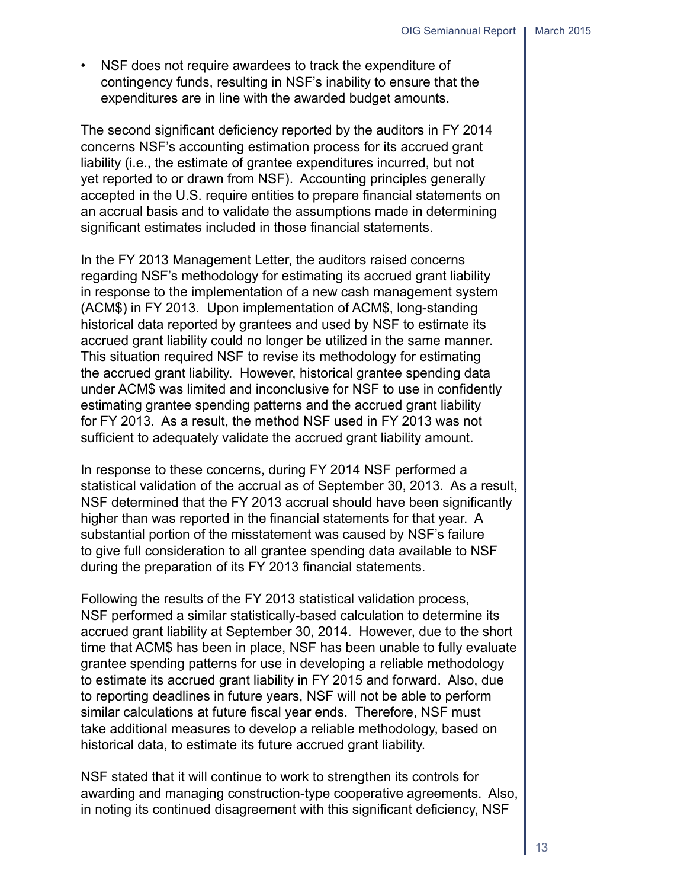- NSF does not require awardees to track the expenditure of contingency funds, resulting in NSF's inability to ensure that the expenditures are in line with the awarded budget amounts.

The second significant deficiency reported by the auditors in FY 2014 concerns NSF's accounting estimation process for its accrued grant liability (i.e., the estimate of grantee expenditures incurred, but not yet reported to or drawn from NSF). Accounting principles generally accepted in the U.S. require entities to prepare financial statements on an accrual basis and to validate the assumptions made in determining significant estimates included in those financial statements.

In the FY 2013 Management Letter, the auditors raised concerns regarding NSF's methodology for estimating its accrued grant liability in response to the implementation of a new cash management system (ACM$) in FY 2013. Upon implementation of ACM$, long-standing historical data reported by grantees and used by NSF to estimate its accrued grant liability could no longer be utilized in the same manner. This situation required NSF to revise its methodology for estimating the accrued grant liability. However, historical grantee spending data under ACM$ was limited and inconclusive for NSF to use in confidently estimating grantee spending patterns and the accrued grant liability for FY 2013. As a result, the method NSF used in FY 2013 was not sufficient to adequately validate the accrued grant liability amount.

In response to these concerns, during FY 2014 NSF performed a statistical validation of the accrual as of September 30, 2013. As a result, NSF determined that the FY 2013 accrual should have been significantly higher than was reported in the financial statements for that year. A substantial portion of the misstatement was caused by NSF's failure to give full consideration to all grantee spending data available to NSF during the preparation of its FY 2013 financial statements.

Following the results of the FY 2013 statistical validation process, NSF performed a similar statistically-based calculation to determine its accrued grant liability at September 30, 2014. However, due to the short time that ACM$ has been in place, NSF has been unable to fully evaluate grantee spending patterns for use in developing a reliable methodology to estimate its accrued grant liability in FY 2015 and forward. Also, due to reporting deadlines in future years, NSF will not be able to perform similar calculations at future fiscal year ends. Therefore, NSF must take additional measures to develop a reliable methodology, based on historical data, to estimate its future accrued grant liability.

NSF stated that it will continue to work to strengthen its controls for awarding and managing construction-type cooperative agreements. Also, in noting its continued disagreement with this significant deficiency, NSF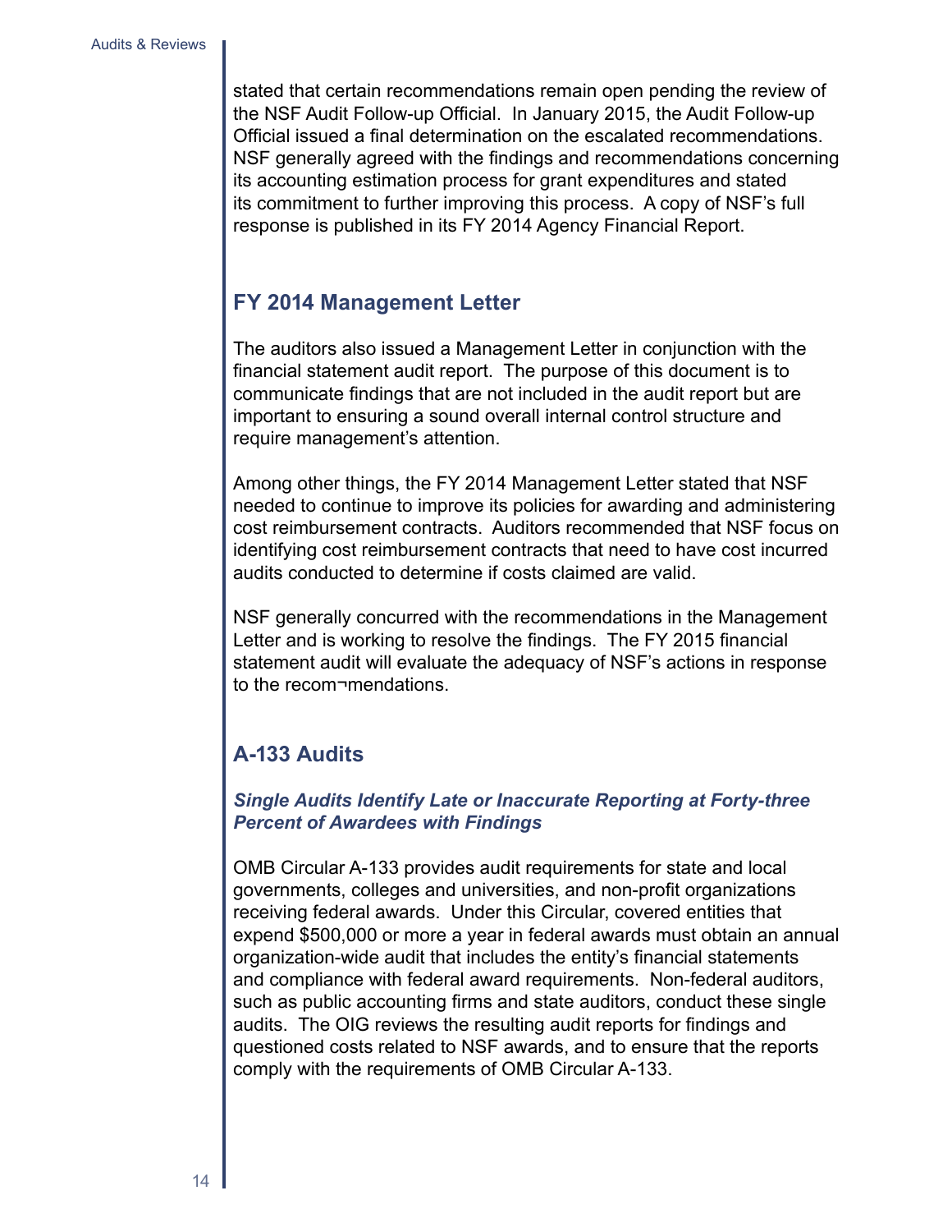stated that certain recommendations remain open pending the review of the NSF Audit Follow-up Official. In January 2015, the Audit Follow-up Official issued a final determination on the escalated recommendations. NSF generally agreed with the findings and recommendations concerning its accounting estimation process for grant expenditures and stated its commitment to further improving this process. A copy of NSF's full response is published in its FY 2014 Agency Financial Report.

## FY 2014 Management Letter

The auditors also issued a Management Letter in conjunction with the financial statement audit report. The purpose of this document is to communicate findings that are not included in the audit report but are important to ensuring a sound overall internal control structure and require management's attention.

Among other things, the FY 2014 Management Letter stated that NSF needed to continue to improve its policies for awarding and administering cost reimbursement contracts. Auditors recommended that NSF focus on identifying cost reimbursement contracts that need to have cost incurred audits conducted to determine if costs claimed are valid.

NSF generally concurred with the recommendations in the Management Letter and is working to resolve the findings. The FY 2015 financial statement audit will evaluate the adequacy of NSF's actions in response to the recom¬mendations.

## A-133 Audits

### *Single Audits Identify Late or Inaccurate Reporting at Forty-three Percent of Awardees with Findings*

OMB Circular A-133 provides audit requirements for state and local governments, colleges and universities, and non-profit organizations receiving federal awards. Under this Circular, covered entities that expend $500,000 or more a year in federal awards must obtain an annual organization-wide audit that includes the entity's financial statements and compliance with federal award requirements. Non-federal auditors, such as public accounting firms and state auditors, conduct these single audits. The OIG reviews the resulting audit reports for findings and questioned costs related to NSF awards, and to ensure that the reports comply with the requirements of OMB Circular A-133.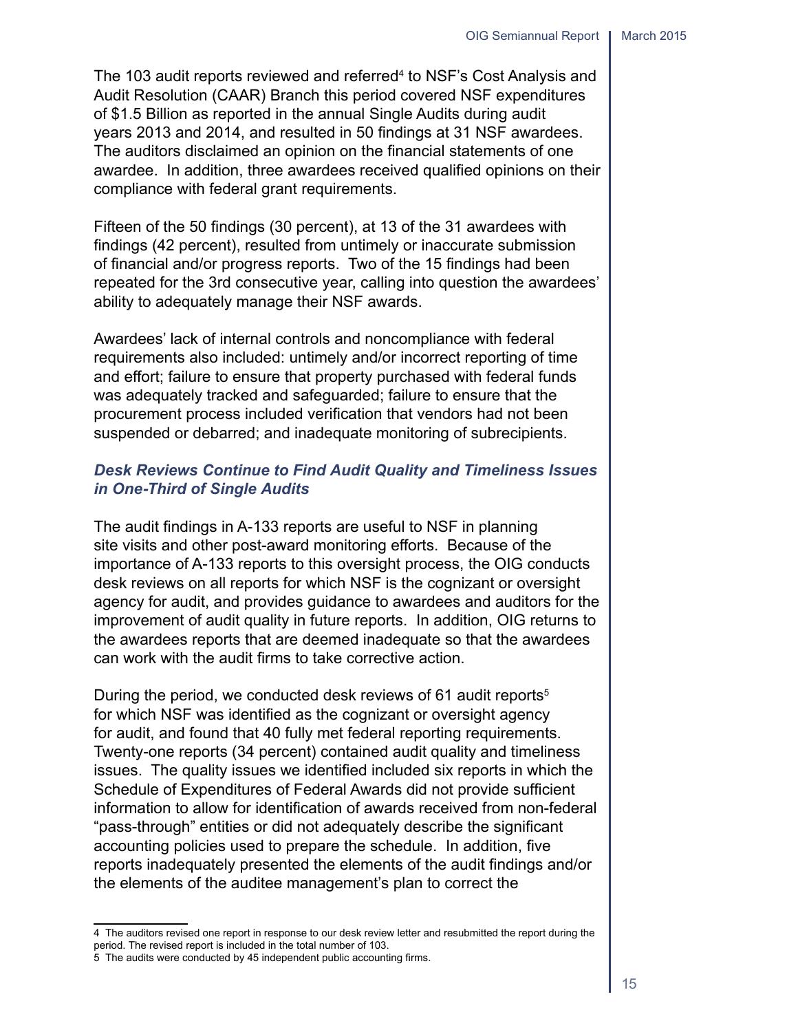The 103 audit reports reviewed and referred[4] to NSF's Cost Analysis and Audit Resolution (CAAR) Branch this period covered NSF expenditures of $1.5 Billion as reported in the annual Single Audits during audit years 2013 and 2014, and resulted in 50 findings at 31 NSF awardees. The auditors disclaimed an opinion on the financial statements of one awardee. In addition, three awardees received qualified opinions on their compliance with federal grant requirements.

Fifteen of the 50 findings (30 percent), at 13 of the 31 awardees with findings (42 percent), resulted from untimely or inaccurate submission of financial and/or progress reports. Two of the 15 findings had been repeated for the 3rd consecutive year, calling into question the awardees' ability to adequately manage their NSF awards.

Awardees' lack of internal controls and noncompliance with federal requirements also included: untimely and/or incorrect reporting of time and effort; failure to ensure that property purchased with federal funds was adequately tracked and safeguarded; failure to ensure that the procurement process included verification that vendors had not been suspended or debarred; and inadequate monitoring of subrecipients.

### *Desk Reviews Continue to Find Audit Quality and Timeliness Issues in One-Third of Single Audits*

The audit findings in A-133 reports are useful to NSF in planning site visits and other post-award monitoring efforts. Because of the importance of A-133 reports to this oversight process, the OIG conducts desk reviews on all reports for which NSF is the cognizant or oversight agency for audit, and provides guidance to awardees and auditors for the improvement of audit quality in future reports. In addition, OIG returns to the awardees reports that are deemed inadequate so that the awardees can work with the audit firms to take corrective action.

During the period, we conducted desk reviews of 61 audit reports[5] for which NSF was identified as the cognizant or oversight agency for audit, and found that 40 fully met federal reporting requirements. Twenty-one reports (34 percent) contained audit quality and timeliness issues. The quality issues we identified included six reports in which the Schedule of Expenditures of Federal Awards did not provide sufficient information to allow for identification of awards received from non-federal "pass-through" entities or did not adequately describe the significant accounting policies used to prepare the schedule. In addition, five reports inadequately presented the elements of the audit findings and/or the elements of the auditee management's plan to correct the

---

[4] The auditors revised one report in response to our desk review letter and resubmitted the report during the period. The revised report is included in the total number of 103.

[5] The audits were conducted by 45 independent public accounting firms.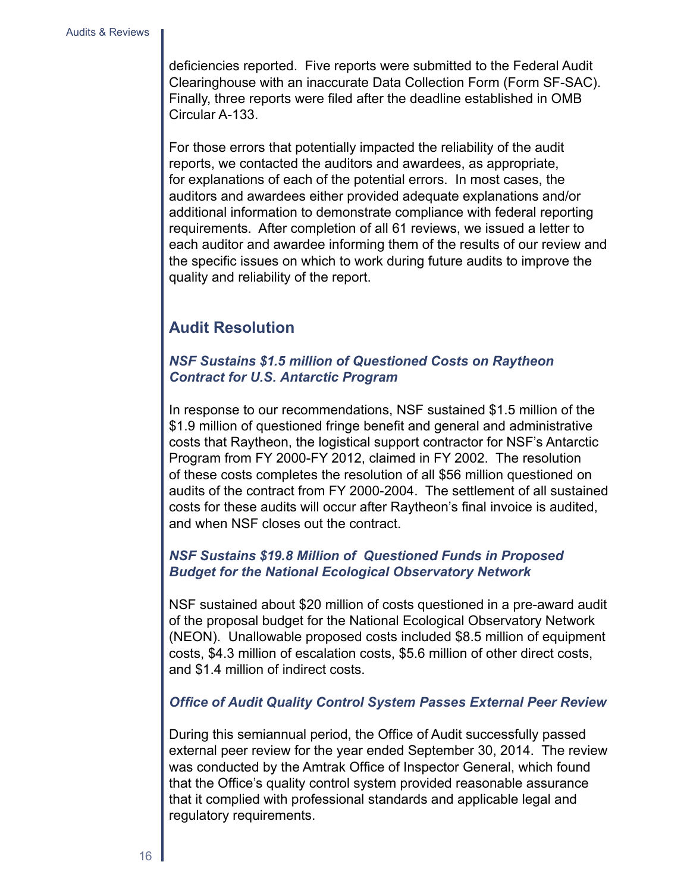deficiencies reported. Five reports were submitted to the Federal Audit Clearinghouse with an inaccurate Data Collection Form (Form SF-SAC). Finally, three reports were filed after the deadline established in OMB Circular A-133.

For those errors that potentially impacted the reliability of the audit reports, we contacted the auditors and awardees, as appropriate, for explanations of each of the potential errors. In most cases, the auditors and awardees either provided adequate explanations and/or additional information to demonstrate compliance with federal reporting requirements. After completion of all 61 reviews, we issued a letter to each auditor and awardee informing them of the results of our review and the specific issues on which to work during future audits to improve the quality and reliability of the report.

## Audit Resolution

### *NSF Sustains $1.5 million of Questioned Costs on Raytheon Contract for U.S. Antarctic Program*

In response to our recommendations, NSF sustained $1.5 million of the $1.9 million of questioned fringe benefit and general and administrative costs that Raytheon, the logistical support contractor for NSF's Antarctic Program from FY 2000-FY 2012, claimed in FY 2002. The resolution of these costs completes the resolution of all $56 million questioned on audits of the contract from FY 2000-2004. The settlement of all sustained costs for these audits will occur after Raytheon's final invoice is audited, and when NSF closes out the contract.

### *NSF Sustains $19.8 Million of Questioned Funds in Proposed Budget for the National Ecological Observatory Network*

NSF sustained about $20 million of costs questioned in a pre-award audit of the proposal budget for the National Ecological Observatory Network (NEON). Unallowable proposed costs included $8.5 million of equipment costs, $4.3 million of escalation costs, $5.6 million of other direct costs, and $1.4 million of indirect costs.

### *Office of Audit Quality Control System Passes External Peer Review*

During this semiannual period, the Office of Audit successfully passed external peer review for the year ended September 30, 2014. The review was conducted by the Amtrak Office of Inspector General, which found that the Office's quality control system provided reasonable assurance that it complied with professional standards and applicable legal and regulatory requirements.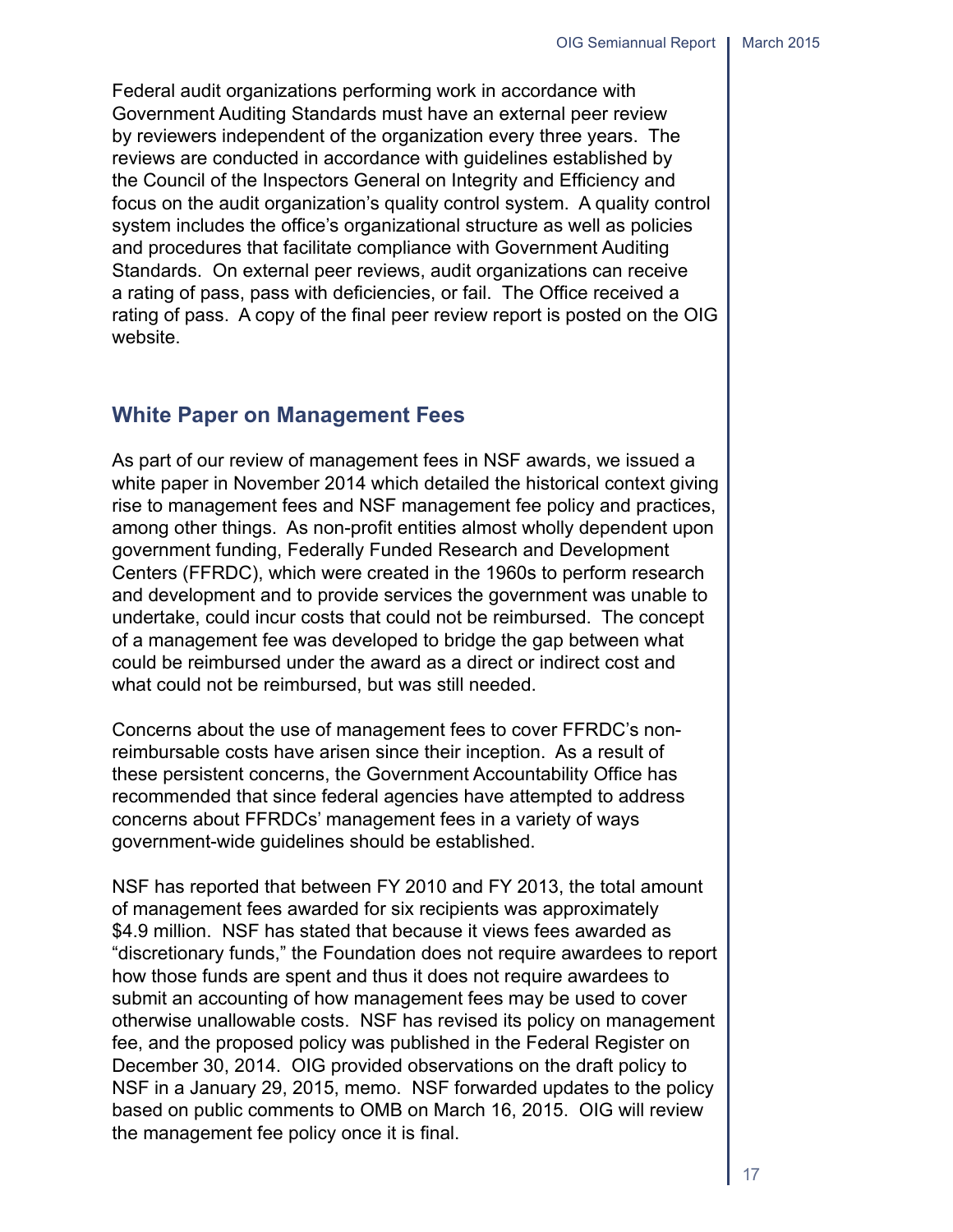Federal audit organizations performing work in accordance with Government Auditing Standards must have an external peer review by reviewers independent of the organization every three years. The reviews are conducted in accordance with guidelines established by the Council of the Inspectors General on Integrity and Efficiency and focus on the audit organization's quality control system. A quality control system includes the office's organizational structure as well as policies and procedures that facilitate compliance with Government Auditing Standards. On external peer reviews, audit organizations can receive a rating of pass, pass with deficiencies, or fail. The Office received a rating of pass. A copy of the final peer review report is posted on the OIG website.

## White Paper on Management Fees

As part of our review of management fees in NSF awards, we issued a white paper in November 2014 which detailed the historical context giving rise to management fees and NSF management fee policy and practices, among other things. As non-profit entities almost wholly dependent upon government funding, Federally Funded Research and Development Centers (FFRDC), which were created in the 1960s to perform research and development and to provide services the government was unable to undertake, could incur costs that could not be reimbursed. The concept of a management fee was developed to bridge the gap between what could be reimbursed under the award as a direct or indirect cost and what could not be reimbursed, but was still needed.

Concerns about the use of management fees to cover FFRDC's non-reimbursable costs have arisen since their inception. As a result of these persistent concerns, the Government Accountability Office has recommended that since federal agencies have attempted to address concerns about FFRDCs' management fees in a variety of ways government-wide guidelines should be established.

NSF has reported that between FY 2010 and FY 2013, the total amount of management fees awarded for six recipients was approximately $4.9 million. NSF has stated that because it views fees awarded as "discretionary funds," the Foundation does not require awardees to report how those funds are spent and thus it does not require awardees to submit an accounting of how management fees may be used to cover otherwise unallowable costs. NSF has revised its policy on management fee, and the proposed policy was published in the Federal Register on December 30, 2014. OIG provided observations on the draft policy to NSF in a January 29, 2015, memo. NSF forwarded updates to the policy based on public comments to OMB on March 16, 2015. OIG will review the management fee policy once it is final.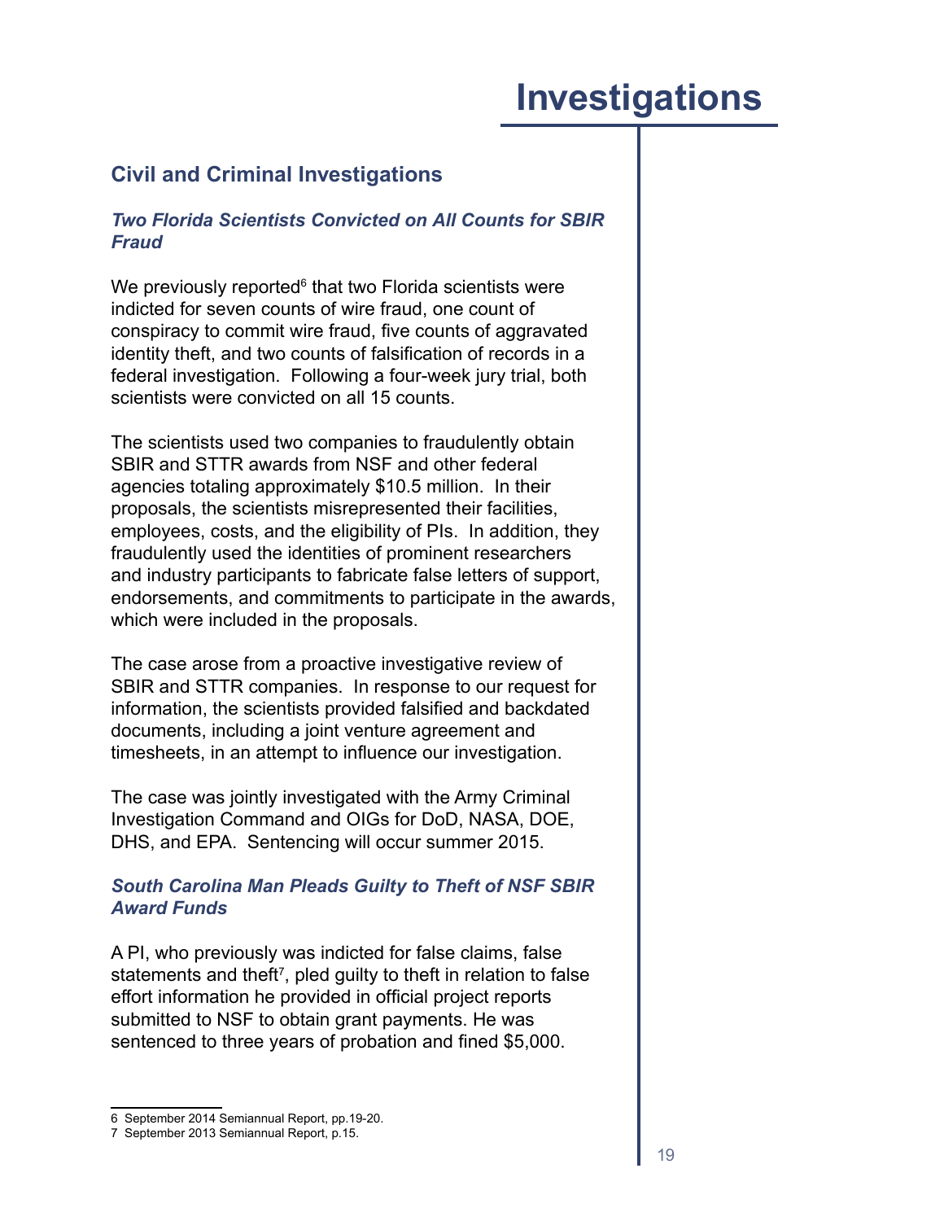# Investigations

## Civil and Criminal Investigations

### *Two Florida Scientists Convicted on All Counts for SBIR Fraud*

We previously reported[6] that two Florida scientists were indicted for seven counts of wire fraud, one count of conspiracy to commit wire fraud, five counts of aggravated identity theft, and two counts of falsification of records in a federal investigation. Following a four-week jury trial, both scientists were convicted on all 15 counts.

The scientists used two companies to fraudulently obtain SBIR and STTR awards from NSF and other federal agencies totaling approximately $10.5 million. In their proposals, the scientists misrepresented their facilities, employees, costs, and the eligibility of PIs. In addition, they fraudulently used the identities of prominent researchers and industry participants to fabricate false letters of support, endorsements, and commitments to participate in the awards, which were included in the proposals.

The case arose from a proactive investigative review of SBIR and STTR companies. In response to our request for information, the scientists provided falsified and backdated documents, including a joint venture agreement and timesheets, in an attempt to influence our investigation.

The case was jointly investigated with the Army Criminal Investigation Command and OIGs for DoD, NASA, DOE, DHS, and EPA. Sentencing will occur summer 2015.

### *South Carolina Man Pleads Guilty to Theft of NSF SBIR Award Funds*

A PI, who previously was indicted for false claims, false statements and theft[7], pled guilty to theft in relation to false effort information he provided in official project reports submitted to NSF to obtain grant payments. He was sentenced to three years of probation and fined $5,000.

---

6 September 2014 Semiannual Report, pp.19-20.

7 September 2013 Semiannual Report, p.15.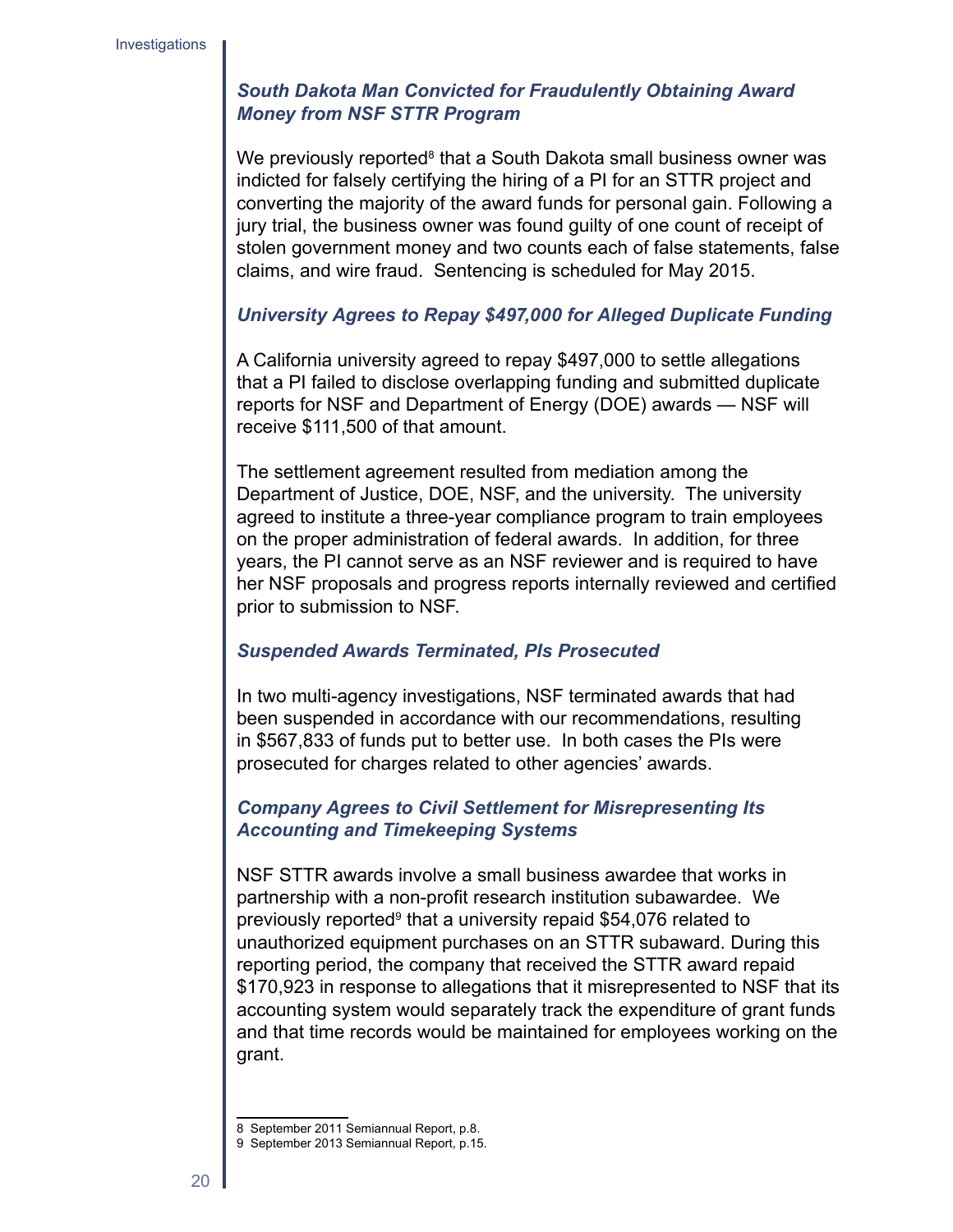### *South Dakota Man Convicted for Fraudulently Obtaining Award Money from NSF STTR Program*

We previously reported[8] that a South Dakota small business owner was indicted for falsely certifying the hiring of a PI for an STTR project and converting the majority of the award funds for personal gain. Following a jury trial, the business owner was found guilty of one count of receipt of stolen government money and two counts each of false statements, false claims, and wire fraud. Sentencing is scheduled for May 2015.

### *University Agrees to Repay $497,000 for Alleged Duplicate Funding*

A California university agreed to repay $497,000 to settle allegations that a PI failed to disclose overlapping funding and submitted duplicate reports for NSF and Department of Energy (DOE) awards — NSF will receive $111,500 of that amount.

The settlement agreement resulted from mediation among the Department of Justice, DOE, NSF, and the university. The university agreed to institute a three-year compliance program to train employees on the proper administration of federal awards. In addition, for three years, the PI cannot serve as an NSF reviewer and is required to have her NSF proposals and progress reports internally reviewed and certified prior to submission to NSF.

### *Suspended Awards Terminated, PIs Prosecuted*

In two multi-agency investigations, NSF terminated awards that had been suspended in accordance with our recommendations, resulting in $567,833 of funds put to better use. In both cases the PIs were prosecuted for charges related to other agencies' awards.

### *Company Agrees to Civil Settlement for Misrepresenting Its Accounting and Timekeeping Systems*

NSF STTR awards involve a small business awardee that works in partnership with a non-profit research institution subawardee. We previously reported[9] that a university repaid $54,076 related to unauthorized equipment purchases on an STTR subaward. During this reporting period, the company that received the STTR award repaid $170,923 in response to allegations that it misrepresented to NSF that its accounting system would separately track the expenditure of grant funds and that time records would be maintained for employees working on the grant.

---

8 September 2011 Semiannual Report, p.8.
9 September 2013 Semiannual Report, p.15.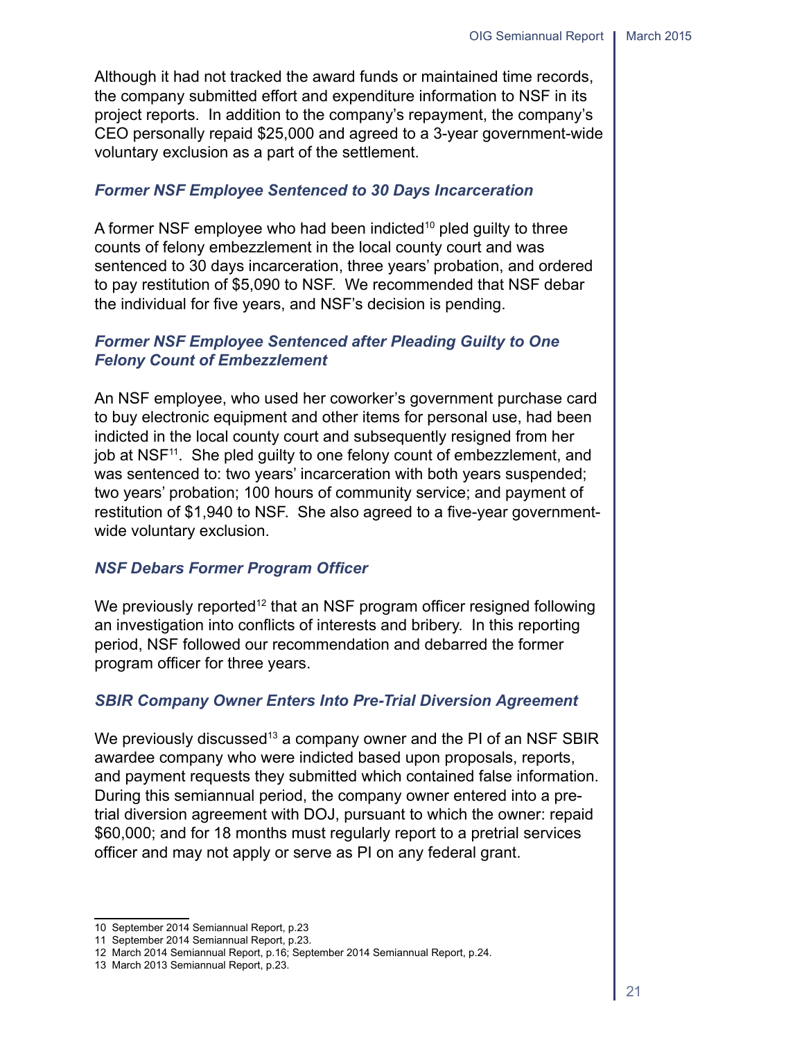Although it had not tracked the award funds or maintained time records, the company submitted effort and expenditure information to NSF in its project reports. In addition to the company's repayment, the company's CEO personally repaid $25,000 and agreed to a 3-year government-wide voluntary exclusion as a part of the settlement.

### *Former NSF Employee Sentenced to 30 Days Incarceration*

A former NSF employee who had been indicted[10] pled guilty to three counts of felony embezzlement in the local county court and was sentenced to 30 days incarceration, three years' probation, and ordered to pay restitution of $5,090 to NSF. We recommended that NSF debar the individual for five years, and NSF's decision is pending.

### *Former NSF Employee Sentenced after Pleading Guilty to One Felony Count of Embezzlement*

An NSF employee, who used her coworker's government purchase card to buy electronic equipment and other items for personal use, had been indicted in the local county court and subsequently resigned from her job at NSF[11]. She pled guilty to one felony count of embezzlement, and was sentenced to: two years' incarceration with both years suspended; two years' probation; 100 hours of community service; and payment of restitution of $1,940 to NSF. She also agreed to a five-year government-wide voluntary exclusion.

### *NSF Debars Former Program Officer*

We previously reported[12] that an NSF program officer resigned following an investigation into conflicts of interests and bribery. In this reporting period, NSF followed our recommendation and debarred the former program officer for three years.

### *SBIR Company Owner Enters Into Pre-Trial Diversion Agreement*

We previously discussed[13] a company owner and the PI of an NSF SBIR awardee company who were indicted based upon proposals, reports, and payment requests they submitted which contained false information. During this semiannual period, the company owner entered into a pre-trial diversion agreement with DOJ, pursuant to which the owner: repaid $60,000; and for 18 months must regularly report to a pretrial services officer and may not apply or serve as PI on any federal grant.

---

10 September 2014 Semiannual Report, p.23

11 September 2014 Semiannual Report, p.23.

12 March 2014 Semiannual Report, p.16; September 2014 Semiannual Report, p.24.

13 March 2013 Semiannual Report, p.23.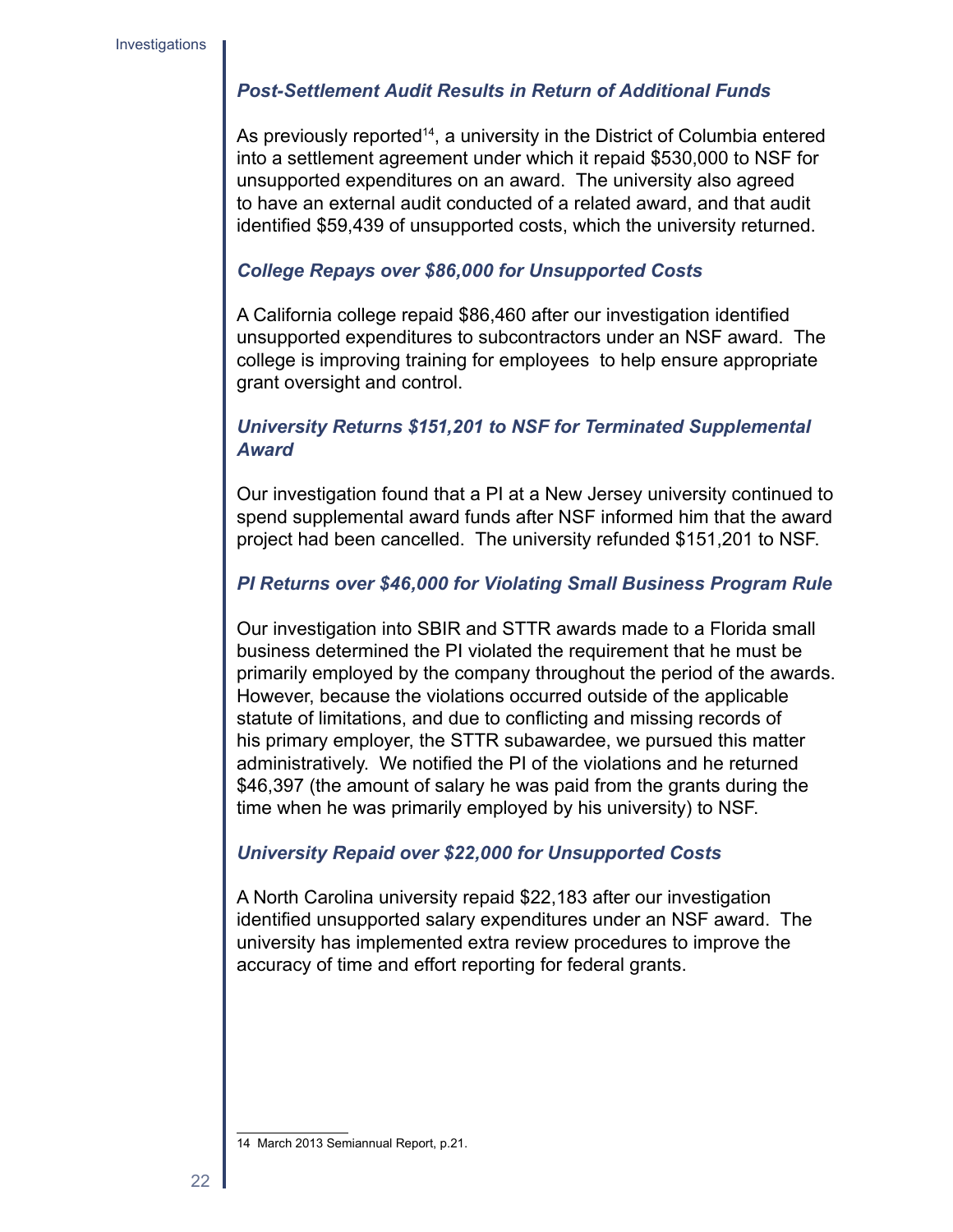### *Post-Settlement Audit Results in Return of Additional Funds*

As previously reported[14], a university in the District of Columbia entered into a settlement agreement under which it repaid $530,000 to NSF for unsupported expenditures on an award. The university also agreed to have an external audit conducted of a related award, and that audit identified $59,439 of unsupported costs, which the university returned.

### *College Repays over $86,000 for Unsupported Costs*

A California college repaid $86,460 after our investigation identified unsupported expenditures to subcontractors under an NSF award. The college is improving training for employees to help ensure appropriate grant oversight and control.

### *University Returns $151,201 to NSF for Terminated Supplemental Award*

Our investigation found that a PI at a New Jersey university continued to spend supplemental award funds after NSF informed him that the award project had been cancelled. The university refunded $151,201 to NSF.

### *PI Returns over $46,000 for Violating Small Business Program Rule*

Our investigation into SBIR and STTR awards made to a Florida small business determined the PI violated the requirement that he must be primarily employed by the company throughout the period of the awards. However, because the violations occurred outside of the applicable statute of limitations, and due to conflicting and missing records of his primary employer, the STTR subawardee, we pursued this matter administratively. We notified the PI of the violations and he returned $46,397 (the amount of salary he was paid from the grants during the time when he was primarily employed by his university) to NSF.

### *University Repaid over $22,000 for Unsupported Costs*

A North Carolina university repaid $22,183 after our investigation identified unsupported salary expenditures under an NSF award. The university has implemented extra review procedures to improve the accuracy of time and effort reporting for federal grants.

---

14 March 2013 Semiannual Report, p.21.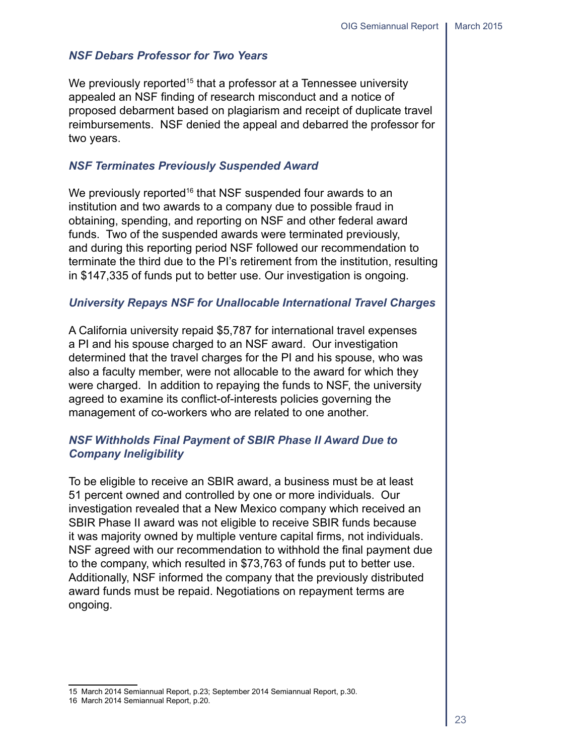### *NSF Debars Professor for Two Years*

We previously reported[15] that a professor at a Tennessee university appealed an NSF finding of research misconduct and a notice of proposed debarment based on plagiarism and receipt of duplicate travel reimbursements. NSF denied the appeal and debarred the professor for two years.

### *NSF Terminates Previously Suspended Award*

We previously reported[16] that NSF suspended four awards to an institution and two awards to a company due to possible fraud in obtaining, spending, and reporting on NSF and other federal award funds. Two of the suspended awards were terminated previously, and during this reporting period NSF followed our recommendation to terminate the third due to the PI's retirement from the institution, resulting in $147,335 of funds put to better use. Our investigation is ongoing.

### *University Repays NSF for Unallocable International Travel Charges*

A California university repaid $5,787 for international travel expenses a PI and his spouse charged to an NSF award. Our investigation determined that the travel charges for the PI and his spouse, who was also a faculty member, were not allocable to the award for which they were charged. In addition to repaying the funds to NSF, the university agreed to examine its conflict-of-interests policies governing the management of co-workers who are related to one another.

### *NSF Withholds Final Payment of SBIR Phase II Award Due to Company Ineligibility*

To be eligible to receive an SBIR award, a business must be at least 51 percent owned and controlled by one or more individuals. Our investigation revealed that a New Mexico company which received an SBIR Phase II award was not eligible to receive SBIR funds because it was majority owned by multiple venture capital firms, not individuals. NSF agreed with our recommendation to withhold the final payment due to the company, which resulted in $73,763 of funds put to better use. Additionally, NSF informed the company that the previously distributed award funds must be repaid. Negotiations on repayment terms are ongoing.

---

15 March 2014 Semiannual Report, p.23; September 2014 Semiannual Report, p.30.

16 March 2014 Semiannual Report, p.20.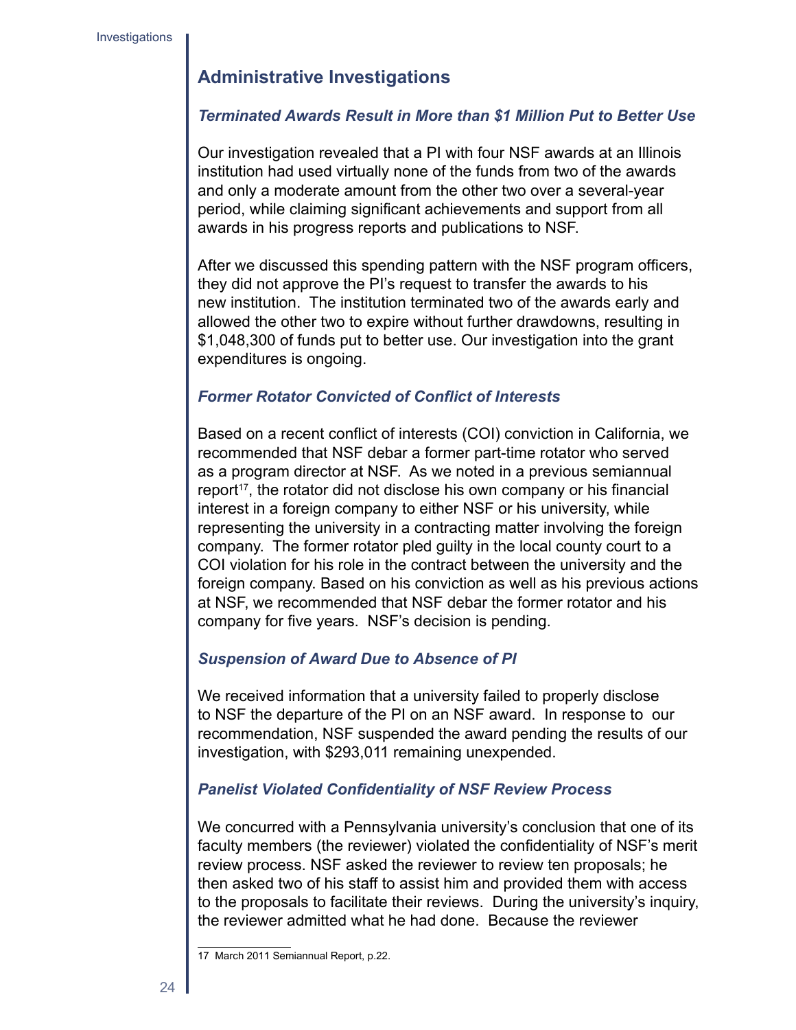## Administrative Investigations

### *Terminated Awards Result in More than $1 Million Put to Better Use*

Our investigation revealed that a PI with four NSF awards at an Illinois institution had used virtually none of the funds from two of the awards and only a moderate amount from the other two over a several-year period, while claiming significant achievements and support from all awards in his progress reports and publications to NSF.

After we discussed this spending pattern with the NSF program officers, they did not approve the PI's request to transfer the awards to his new institution. The institution terminated two of the awards early and allowed the other two to expire without further drawdowns, resulting in $1,048,300 of funds put to better use. Our investigation into the grant expenditures is ongoing.

### *Former Rotator Convicted of Conflict of Interests*

Based on a recent conflict of interests (COI) conviction in California, we recommended that NSF debar a former part-time rotator who served as a program director at NSF. As we noted in a previous semiannual report[17], the rotator did not disclose his own company or his financial interest in a foreign company to either NSF or his university, while representing the university in a contracting matter involving the foreign company. The former rotator pled guilty in the local county court to a COI violation for his role in the contract between the university and the foreign company. Based on his conviction as well as his previous actions at NSF, we recommended that NSF debar the former rotator and his company for five years. NSF's decision is pending.

### *Suspension of Award Due to Absence of PI*

We received information that a university failed to properly disclose to NSF the departure of the PI on an NSF award. In response to our recommendation, NSF suspended the award pending the results of our investigation, with $293,011 remaining unexpended.

### *Panelist Violated Confidentiality of NSF Review Process*

We concurred with a Pennsylvania university's conclusion that one of its faculty members (the reviewer) violated the confidentiality of NSF's merit review process. NSF asked the reviewer to review ten proposals; he then asked two of his staff to assist him and provided them with access to the proposals to facilitate their reviews. During the university's inquiry, the reviewer admitted what he had done. Because the reviewer

17 March 2011 Semiannual Report, p.22.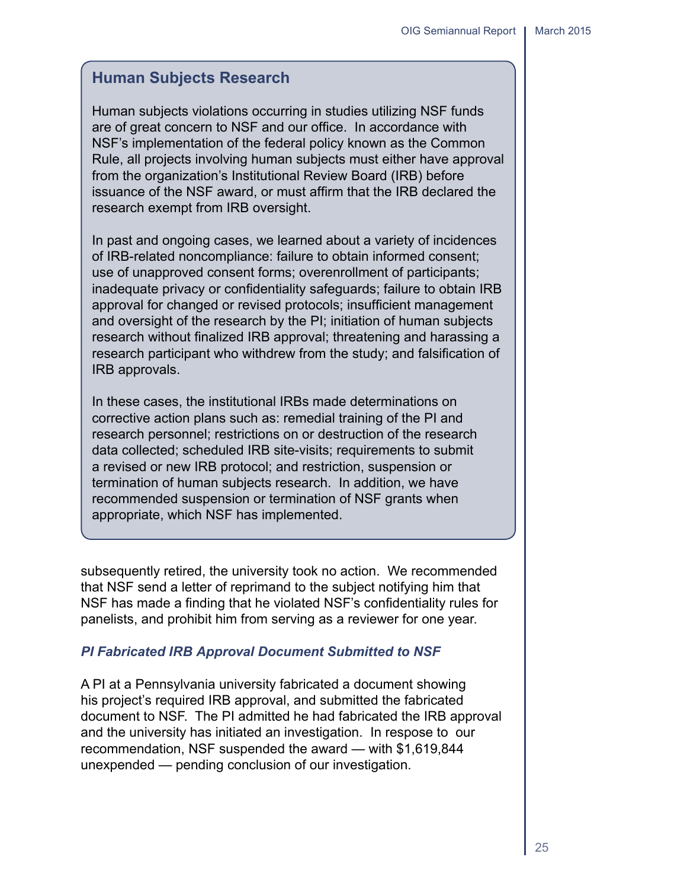## Human Subjects Research

Human subjects violations occurring in studies utilizing NSF funds are of great concern to NSF and our office. In accordance with NSF's implementation of the federal policy known as the Common Rule, all projects involving human subjects must either have approval from the organization's Institutional Review Board (IRB) before issuance of the NSF award, or must affirm that the IRB declared the research exempt from IRB oversight.

In past and ongoing cases, we learned about a variety of incidences of IRB-related noncompliance: failure to obtain informed consent; use of unapproved consent forms; overenrollment of participants; inadequate privacy or confidentiality safeguards; failure to obtain IRB approval for changed or revised protocols; insufficient management and oversight of the research by the PI; initiation of human subjects research without finalized IRB approval; threatening and harassing a research participant who withdrew from the study; and falsification of IRB approvals.

In these cases, the institutional IRBs made determinations on corrective action plans such as: remedial training of the PI and research personnel; restrictions on or destruction of the research data collected; scheduled IRB site-visits; requirements to submit a revised or new IRB protocol; and restriction, suspension or termination of human subjects research. In addition, we have recommended suspension or termination of NSF grants when appropriate, which NSF has implemented.

subsequently retired, the university took no action. We recommended that NSF send a letter of reprimand to the subject notifying him that NSF has made a finding that he violated NSF's confidentiality rules for panelists, and prohibit him from serving as a reviewer for one year.

### *PI Fabricated IRB Approval Document Submitted to NSF*

A PI at a Pennsylvania university fabricated a document showing his project's required IRB approval, and submitted the fabricated document to NSF. The PI admitted he had fabricated the IRB approval and the university has initiated an investigation. In respose to our recommendation, NSF suspended the award — with $1,619,844 unexpended — pending conclusion of our investigation.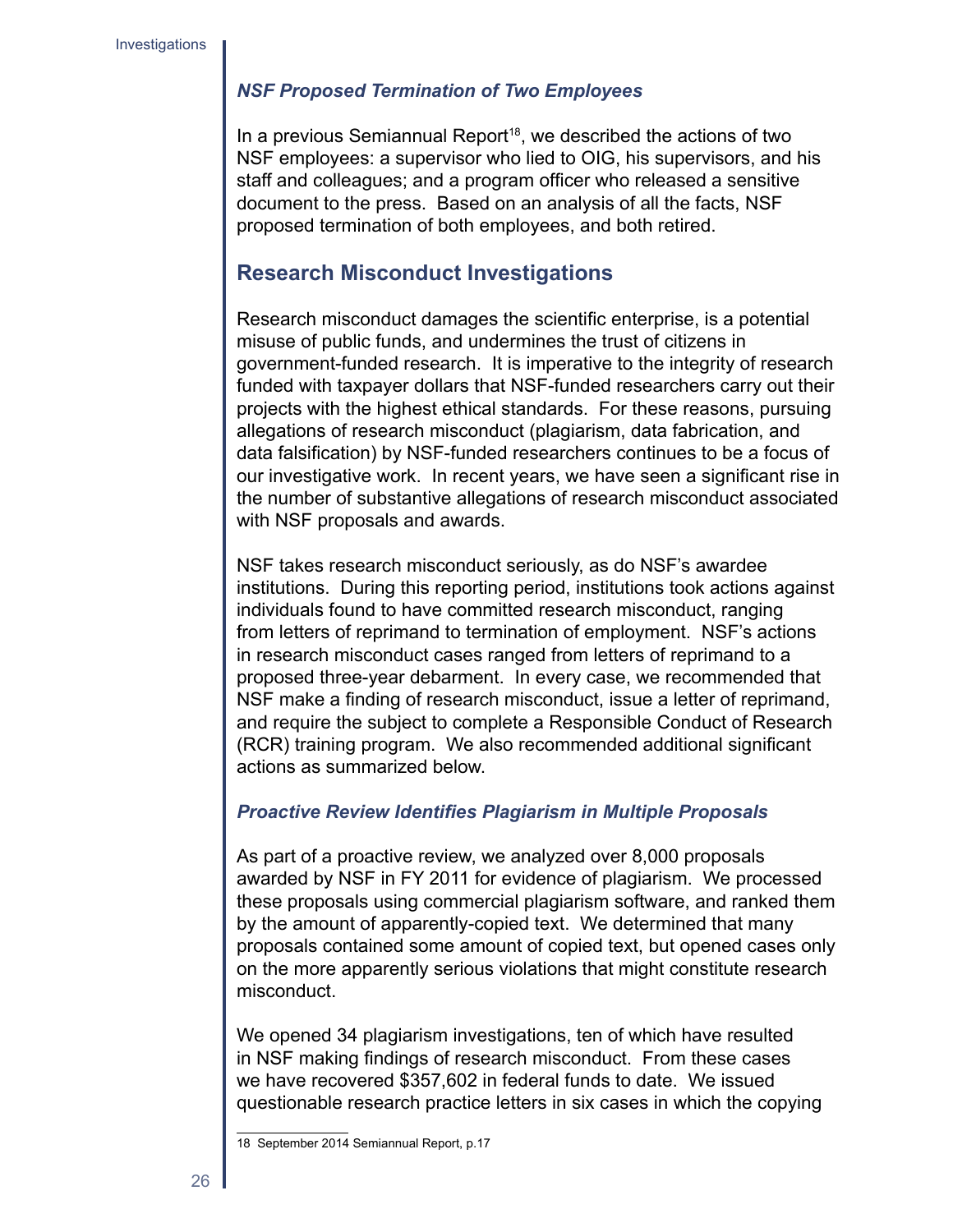### *NSF Proposed Termination of Two Employees*

In a previous Semiannual Report[18], we described the actions of two NSF employees: a supervisor who lied to OIG, his supervisors, and his staff and colleagues; and a program officer who released a sensitive document to the press. Based on an analysis of all the facts, NSF proposed termination of both employees, and both retired.

## Research Misconduct Investigations

Research misconduct damages the scientific enterprise, is a potential misuse of public funds, and undermines the trust of citizens in government-funded research. It is imperative to the integrity of research funded with taxpayer dollars that NSF-funded researchers carry out their projects with the highest ethical standards. For these reasons, pursuing allegations of research misconduct (plagiarism, data fabrication, and data falsification) by NSF-funded researchers continues to be a focus of our investigative work. In recent years, we have seen a significant rise in the number of substantive allegations of research misconduct associated with NSF proposals and awards.

NSF takes research misconduct seriously, as do NSF's awardee institutions. During this reporting period, institutions took actions against individuals found to have committed research misconduct, ranging from letters of reprimand to termination of employment. NSF's actions in research misconduct cases ranged from letters of reprimand to a proposed three-year debarment. In every case, we recommended that NSF make a finding of research misconduct, issue a letter of reprimand, and require the subject to complete a Responsible Conduct of Research (RCR) training program. We also recommended additional significant actions as summarized below.

### *Proactive Review Identifies Plagiarism in Multiple Proposals*

As part of a proactive review, we analyzed over 8,000 proposals awarded by NSF in FY 2011 for evidence of plagiarism. We processed these proposals using commercial plagiarism software, and ranked them by the amount of apparently-copied text. We determined that many proposals contained some amount of copied text, but opened cases only on the more apparently serious violations that might constitute research misconduct.

We opened 34 plagiarism investigations, ten of which have resulted in NSF making findings of research misconduct. From these cases we have recovered $357,602 in federal funds to date. We issued questionable research practice letters in six cases in which the copying

---

18 September 2014 Semiannual Report, p.17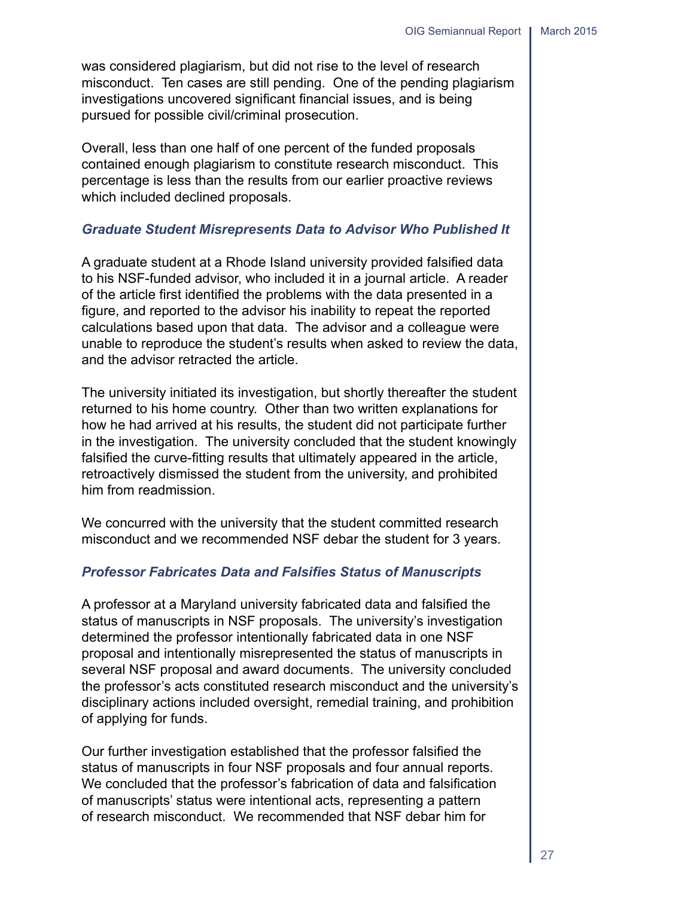was considered plagiarism, but did not rise to the level of research misconduct. Ten cases are still pending. One of the pending plagiarism investigations uncovered significant financial issues, and is being pursued for possible civil/criminal prosecution.

Overall, less than one half of one percent of the funded proposals contained enough plagiarism to constitute research misconduct. This percentage is less than the results from our earlier proactive reviews which included declined proposals.

### *Graduate Student Misrepresents Data to Advisor Who Published It*

A graduate student at a Rhode Island university provided falsified data to his NSF-funded advisor, who included it in a journal article. A reader of the article first identified the problems with the data presented in a figure, and reported to the advisor his inability to repeat the reported calculations based upon that data. The advisor and a colleague were unable to reproduce the student's results when asked to review the data, and the advisor retracted the article.

The university initiated its investigation, but shortly thereafter the student returned to his home country. Other than two written explanations for how he had arrived at his results, the student did not participate further in the investigation. The university concluded that the student knowingly falsified the curve-fitting results that ultimately appeared in the article, retroactively dismissed the student from the university, and prohibited him from readmission.

We concurred with the university that the student committed research misconduct and we recommended NSF debar the student for 3 years.

### *Professor Fabricates Data and Falsifies Status of Manuscripts*

A professor at a Maryland university fabricated data and falsified the status of manuscripts in NSF proposals. The university's investigation determined the professor intentionally fabricated data in one NSF proposal and intentionally misrepresented the status of manuscripts in several NSF proposal and award documents. The university concluded the professor's acts constituted research misconduct and the university's disciplinary actions included oversight, remedial training, and prohibition of applying for funds.

Our further investigation established that the professor falsified the status of manuscripts in four NSF proposals and four annual reports. We concluded that the professor's fabrication of data and falsification of manuscripts' status were intentional acts, representing a pattern of research misconduct. We recommended that NSF debar him for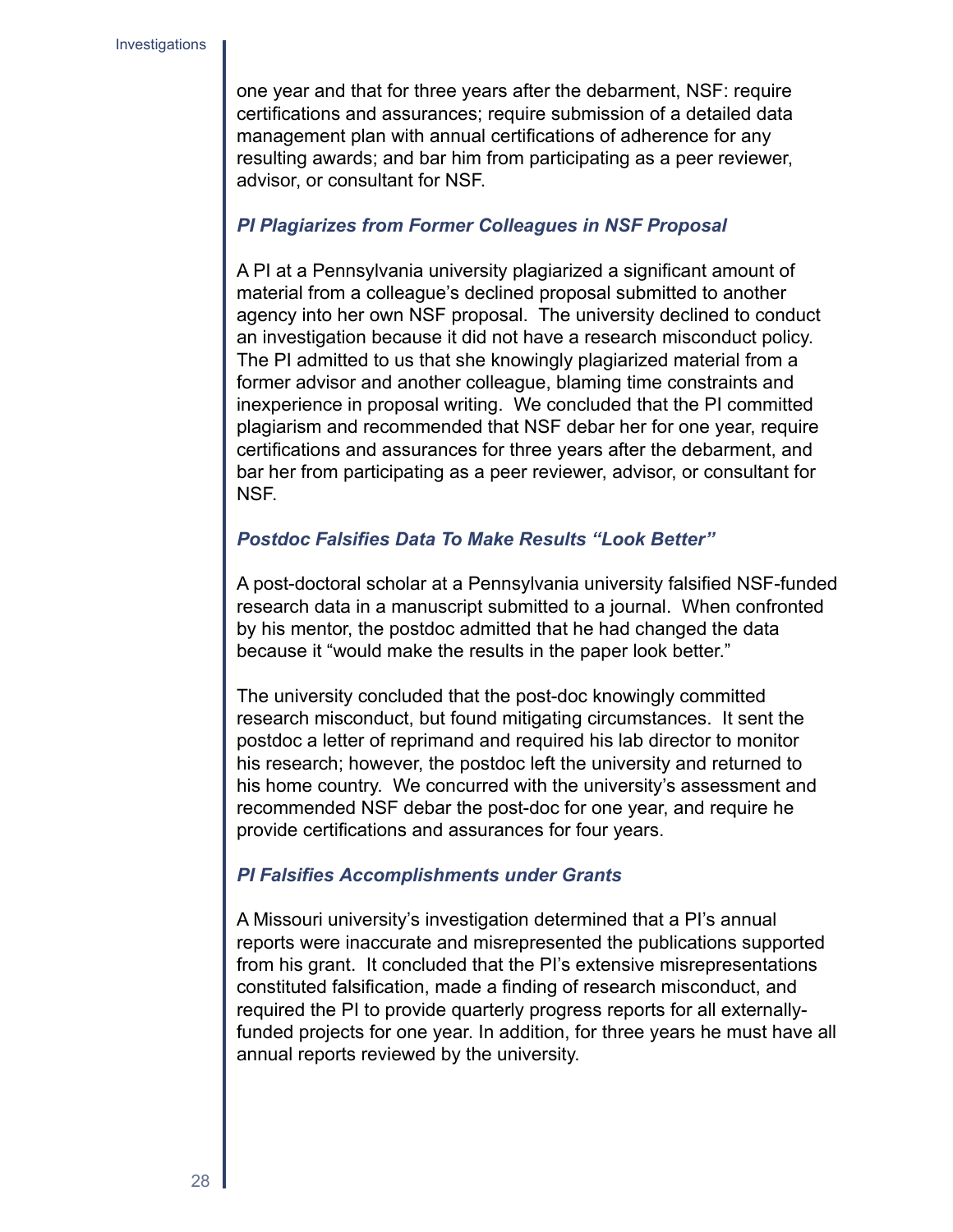one year and that for three years after the debarment, NSF: require certifications and assurances; require submission of a detailed data management plan with annual certifications of adherence for any resulting awards; and bar him from participating as a peer reviewer, advisor, or consultant for NSF.

### *PI Plagiarizes from Former Colleagues in NSF Proposal*

A PI at a Pennsylvania university plagiarized a significant amount of material from a colleague's declined proposal submitted to another agency into her own NSF proposal. The university declined to conduct an investigation because it did not have a research misconduct policy. The PI admitted to us that she knowingly plagiarized material from a former advisor and another colleague, blaming time constraints and inexperience in proposal writing. We concluded that the PI committed plagiarism and recommended that NSF debar her for one year, require certifications and assurances for three years after the debarment, and bar her from participating as a peer reviewer, advisor, or consultant for NSF.

### *Postdoc Falsifies Data To Make Results "Look Better"*

A post-doctoral scholar at a Pennsylvania university falsified NSF-funded research data in a manuscript submitted to a journal. When confronted by his mentor, the postdoc admitted that he had changed the data because it "would make the results in the paper look better."

The university concluded that the post-doc knowingly committed research misconduct, but found mitigating circumstances. It sent the postdoc a letter of reprimand and required his lab director to monitor his research; however, the postdoc left the university and returned to his home country. We concurred with the university's assessment and recommended NSF debar the post-doc for one year, and require he provide certifications and assurances for four years.

### *PI Falsifies Accomplishments under Grants*

A Missouri university's investigation determined that a PI's annual reports were inaccurate and misrepresented the publications supported from his grant. It concluded that the PI's extensive misrepresentations constituted falsification, made a finding of research misconduct, and required the PI to provide quarterly progress reports for all externally-funded projects for one year. In addition, for three years he must have all annual reports reviewed by the university.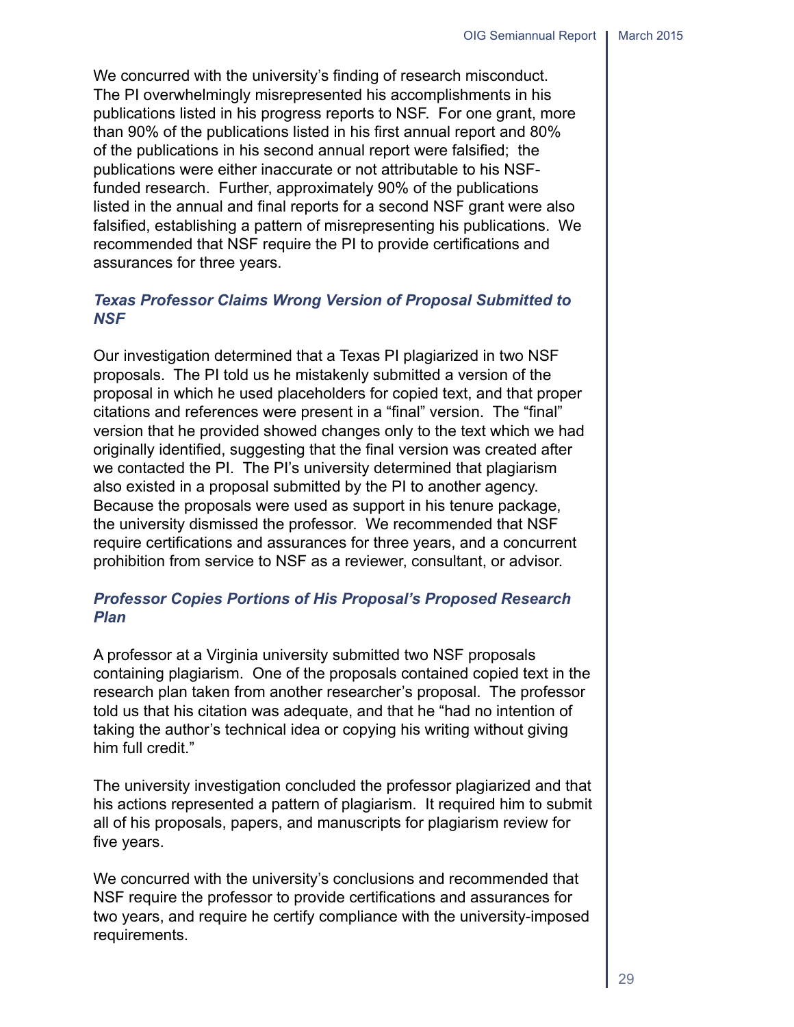We concurred with the university's finding of research misconduct. The PI overwhelmingly misrepresented his accomplishments in his publications listed in his progress reports to NSF. For one grant, more than 90% of the publications listed in his first annual report and 80% of the publications in his second annual report were falsified; the publications were either inaccurate or not attributable to his NSF-funded research. Further, approximately 90% of the publications listed in the annual and final reports for a second NSF grant were also falsified, establishing a pattern of misrepresenting his publications. We recommended that NSF require the PI to provide certifications and assurances for three years.

### *Texas Professor Claims Wrong Version of Proposal Submitted to NSF*

Our investigation determined that a Texas PI plagiarized in two NSF proposals. The PI told us he mistakenly submitted a version of the proposal in which he used placeholders for copied text, and that proper citations and references were present in a "final" version. The "final" version that he provided showed changes only to the text which we had originally identified, suggesting that the final version was created after we contacted the PI. The PI's university determined that plagiarism also existed in a proposal submitted by the PI to another agency. Because the proposals were used as support in his tenure package, the university dismissed the professor. We recommended that NSF require certifications and assurances for three years, and a concurrent prohibition from service to NSF as a reviewer, consultant, or advisor.

### *Professor Copies Portions of His Proposal's Proposed Research Plan*

A professor at a Virginia university submitted two NSF proposals containing plagiarism. One of the proposals contained copied text in the research plan taken from another researcher's proposal. The professor told us that his citation was adequate, and that he "had no intention of taking the author's technical idea or copying his writing without giving him full credit."

The university investigation concluded the professor plagiarized and that his actions represented a pattern of plagiarism. It required him to submit all of his proposals, papers, and manuscripts for plagiarism review for five years.

We concurred with the university's conclusions and recommended that NSF require the professor to provide certifications and assurances for two years, and require he certify compliance with the university-imposed requirements.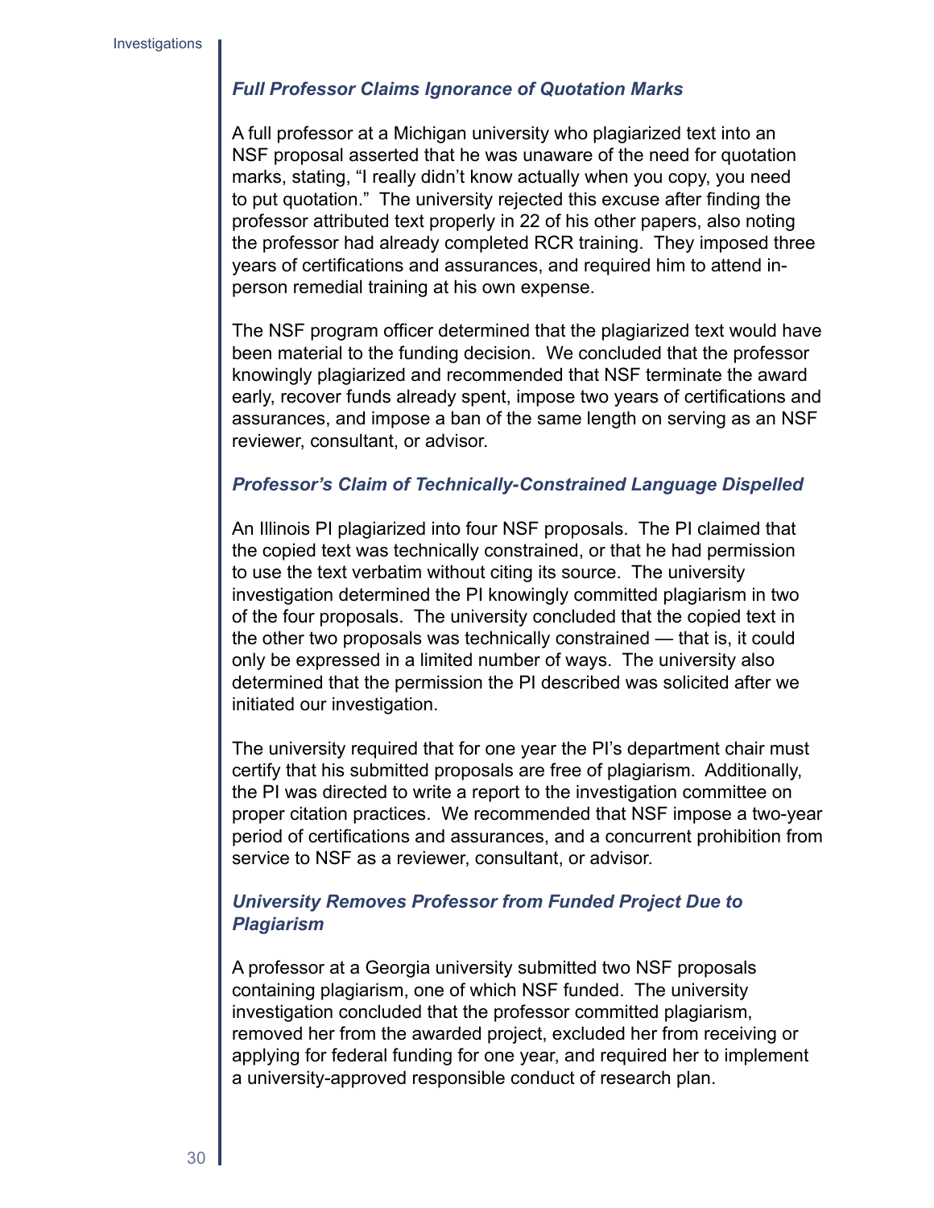### *Full Professor Claims Ignorance of Quotation Marks*

A full professor at a Michigan university who plagiarized text into an NSF proposal asserted that he was unaware of the need for quotation marks, stating, "I really didn't know actually when you copy, you need to put quotation." The university rejected this excuse after finding the professor attributed text properly in 22 of his other papers, also noting the professor had already completed RCR training. They imposed three years of certifications and assurances, and required him to attend in-person remedial training at his own expense.

The NSF program officer determined that the plagiarized text would have been material to the funding decision. We concluded that the professor knowingly plagiarized and recommended that NSF terminate the award early, recover funds already spent, impose two years of certifications and assurances, and impose a ban of the same length on serving as an NSF reviewer, consultant, or advisor.

### *Professor's Claim of Technically-Constrained Language Dispelled*

An Illinois PI plagiarized into four NSF proposals. The PI claimed that the copied text was technically constrained, or that he had permission to use the text verbatim without citing its source. The university investigation determined the PI knowingly committed plagiarism in two of the four proposals. The university concluded that the copied text in the other two proposals was technically constrained — that is, it could only be expressed in a limited number of ways. The university also determined that the permission the PI described was solicited after we initiated our investigation.

The university required that for one year the PI's department chair must certify that his submitted proposals are free of plagiarism. Additionally, the PI was directed to write a report to the investigation committee on proper citation practices. We recommended that NSF impose a two-year period of certifications and assurances, and a concurrent prohibition from service to NSF as a reviewer, consultant, or advisor.

### *University Removes Professor from Funded Project Due to Plagiarism*

A professor at a Georgia university submitted two NSF proposals containing plagiarism, one of which NSF funded. The university investigation concluded that the professor committed plagiarism, removed her from the awarded project, excluded her from receiving or applying for federal funding for one year, and required her to implement a university-approved responsible conduct of research plan.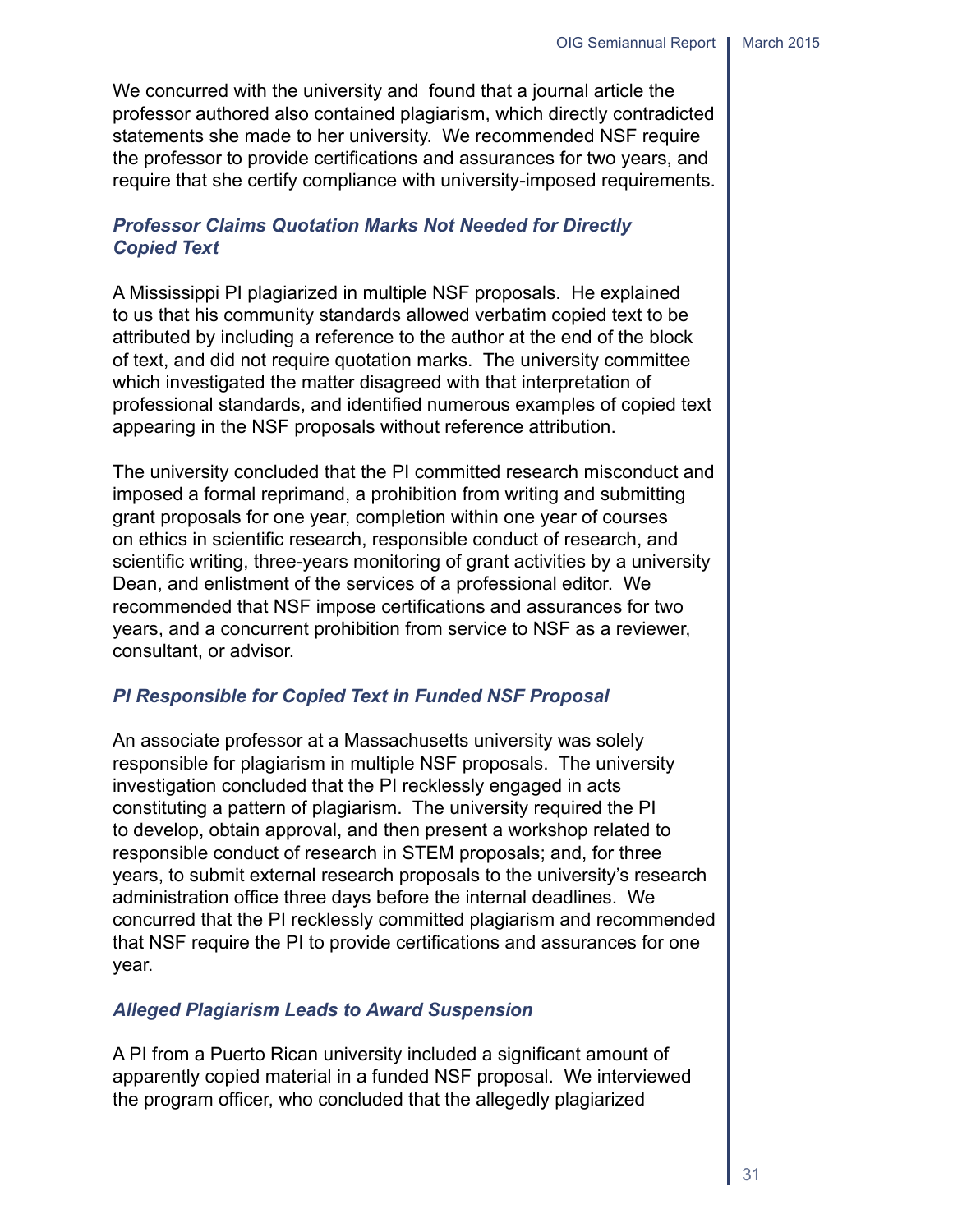We concurred with the university and  found that a journal article the professor authored also contained plagiarism, which directly contradicted statements she made to her university.  We recommended NSF require the professor to provide certifications and assurances for two years, and require that she certify compliance with university-imposed requirements.

### *Professor Claims Quotation Marks Not Needed for Directly Copied Text*

A Mississippi PI plagiarized in multiple NSF proposals.  He explained to us that his community standards allowed verbatim copied text to be attributed by including a reference to the author at the end of the block of text, and did not require quotation marks.  The university committee which investigated the matter disagreed with that interpretation of professional standards, and identified numerous examples of copied text appearing in the NSF proposals without reference attribution.

The university concluded that the PI committed research misconduct and imposed a formal reprimand, a prohibition from writing and submitting grant proposals for one year, completion within one year of courses on ethics in scientific research, responsible conduct of research, and scientific writing, three-years monitoring of grant activities by a university Dean, and enlistment of the services of a professional editor.  We recommended that NSF impose certifications and assurances for two years, and a concurrent prohibition from service to NSF as a reviewer, consultant, or advisor.

### *PI Responsible for Copied Text in Funded NSF Proposal*

An associate professor at a Massachusetts university was solely responsible for plagiarism in multiple NSF proposals.  The university investigation concluded that the PI recklessly engaged in acts constituting a pattern of plagiarism.  The university required the PI to develop, obtain approval, and then present a workshop related to responsible conduct of research in STEM proposals; and, for three years, to submit external research proposals to the university's research administration office three days before the internal deadlines.  We concurred that the PI recklessly committed plagiarism and recommended that NSF require the PI to provide certifications and assurances for one year.

### *Alleged Plagiarism Leads to Award Suspension*

A PI from a Puerto Rican university included a significant amount of apparently copied material in a funded NSF proposal.  We interviewed the program officer, who concluded that the allegedly plagiarized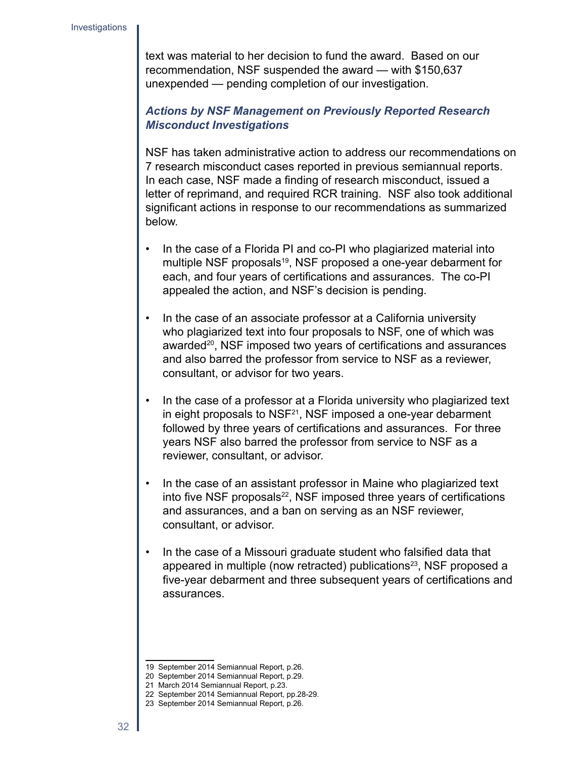text was material to her decision to fund the award. Based on our recommendation, NSF suspended the award — with $150,637 unexpended — pending completion of our investigation.

### *Actions by NSF Management on Previously Reported Research Misconduct Investigations*

NSF has taken administrative action to address our recommendations on 7 research misconduct cases reported in previous semiannual reports. In each case, NSF made a finding of research misconduct, issued a letter of reprimand, and required RCR training. NSF also took additional significant actions in response to our recommendations as summarized below.

- In the case of a Florida PI and co-PI who plagiarized material into multiple NSF proposals[19], NSF proposed a one-year debarment for each, and four years of certifications and assurances. The co-PI appealed the action, and NSF's decision is pending.
- In the case of an associate professor at a California university who plagiarized text into four proposals to NSF, one of which was awarded[20], NSF imposed two years of certifications and assurances and also barred the professor from service to NSF as a reviewer, consultant, or advisor for two years.
- In the case of a professor at a Florida university who plagiarized text in eight proposals to NSF[21], NSF imposed a one-year debarment followed by three years of certifications and assurances. For three years NSF also barred the professor from service to NSF as a reviewer, consultant, or advisor.
- In the case of an assistant professor in Maine who plagiarized text into five NSF proposals[22], NSF imposed three years of certifications and assurances, and a ban on serving as an NSF reviewer, consultant, or advisor.
- In the case of a Missouri graduate student who falsified data that appeared in multiple (now retracted) publications[23], NSF proposed a five-year debarment and three subsequent years of certifications and assurances.

---

19 September 2014 Semiannual Report, p.26.
20 September 2014 Semiannual Report, p.29.
21 March 2014 Semiannual Report, p.23.
22 September 2014 Semiannual Report, pp.28-29.
23 September 2014 Semiannual Report, p.26.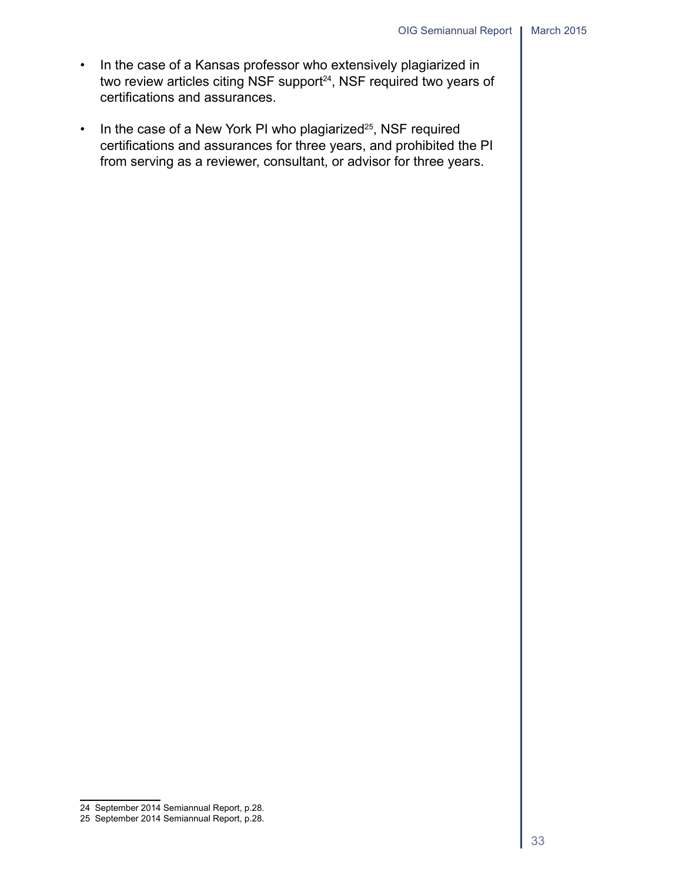- In the case of a Kansas professor who extensively plagiarized in two review articles citing NSF support[24], NSF required two years of certifications and assurances.
- In the case of a New York PI who plagiarized[25], NSF required certifications and assurances for three years, and prohibited the PI from serving as a reviewer, consultant, or advisor for three years.

24 September 2014 Semiannual Report, p.28.
25 September 2014 Semiannual Report, p.28.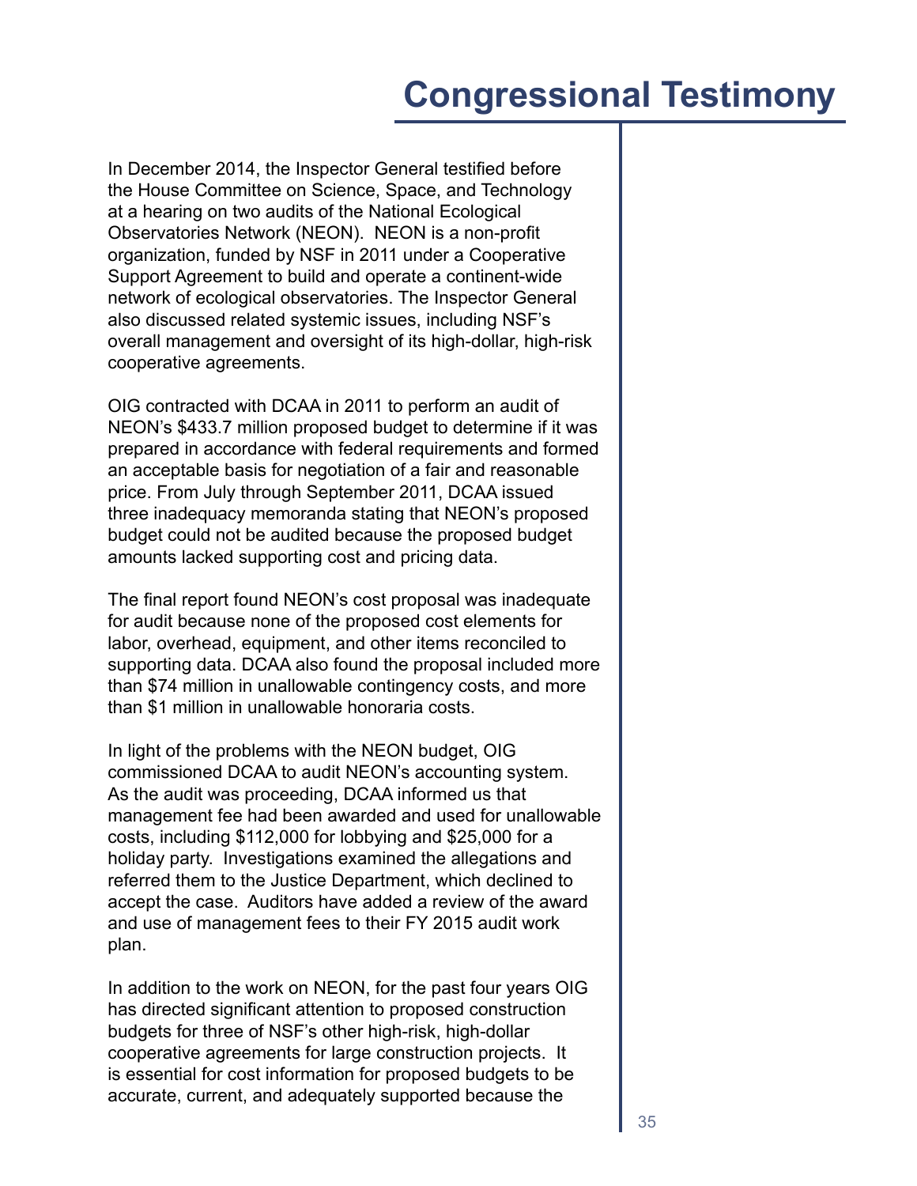# Congressional Testimony

In December 2014, the Inspector General testified before the House Committee on Science, Space, and Technology at a hearing on two audits of the National Ecological Observatories Network (NEON). NEON is a non-profit organization, funded by NSF in 2011 under a Cooperative Support Agreement to build and operate a continent-wide network of ecological observatories. The Inspector General also discussed related systemic issues, including NSF's overall management and oversight of its high-dollar, high-risk cooperative agreements.

OIG contracted with DCAA in 2011 to perform an audit of NEON's $433.7 million proposed budget to determine if it was prepared in accordance with federal requirements and formed an acceptable basis for negotiation of a fair and reasonable price. From July through September 2011, DCAA issued three inadequacy memoranda stating that NEON's proposed budget could not be audited because the proposed budget amounts lacked supporting cost and pricing data.

The final report found NEON's cost proposal was inadequate for audit because none of the proposed cost elements for labor, overhead, equipment, and other items reconciled to supporting data. DCAA also found the proposal included more than $74 million in unallowable contingency costs, and more than $1 million in unallowable honoraria costs.

In light of the problems with the NEON budget, OIG commissioned DCAA to audit NEON's accounting system. As the audit was proceeding, DCAA informed us that management fee had been awarded and used for unallowable costs, including $112,000 for lobbying and $25,000 for a holiday party. Investigations examined the allegations and referred them to the Justice Department, which declined to accept the case. Auditors have added a review of the award and use of management fees to their FY 2015 audit work plan.

In addition to the work on NEON, for the past four years OIG has directed significant attention to proposed construction budgets for three of NSF's other high-risk, high-dollar cooperative agreements for large construction projects. It is essential for cost information for proposed budgets to be accurate, current, and adequately supported because the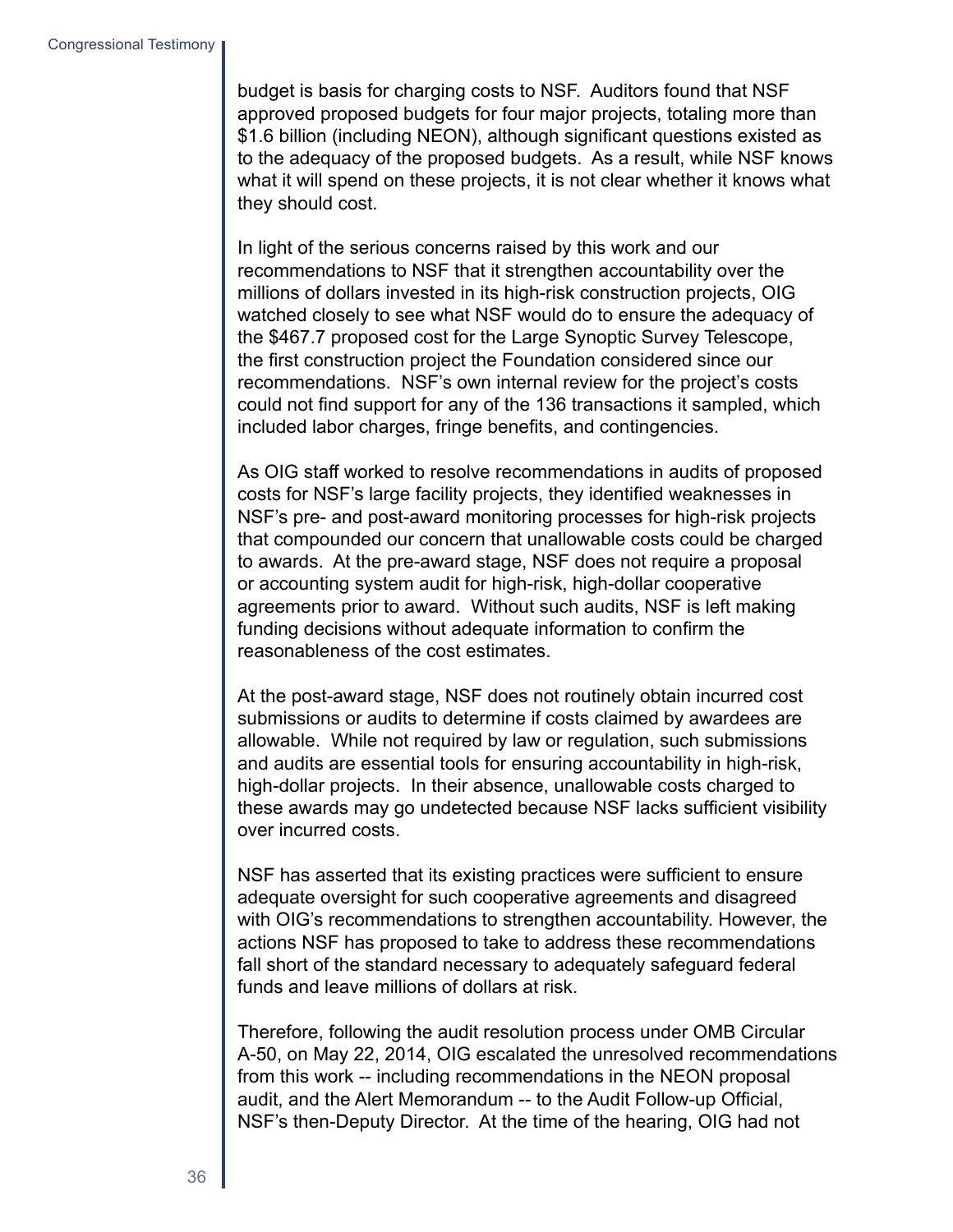budget is basis for charging costs to NSF. Auditors found that NSF approved proposed budgets for four major projects, totaling more than $1.6 billion (including NEON), although significant questions existed as to the adequacy of the proposed budgets. As a result, while NSF knows what it will spend on these projects, it is not clear whether it knows what they should cost.

In light of the serious concerns raised by this work and our recommendations to NSF that it strengthen accountability over the millions of dollars invested in its high-risk construction projects, OIG watched closely to see what NSF would do to ensure the adequacy of the $467.7 proposed cost for the Large Synoptic Survey Telescope, the first construction project the Foundation considered since our recommendations. NSF's own internal review for the project's costs could not find support for any of the 136 transactions it sampled, which included labor charges, fringe benefits, and contingencies.

As OIG staff worked to resolve recommendations in audits of proposed costs for NSF's large facility projects, they identified weaknesses in NSF's pre- and post-award monitoring processes for high-risk projects that compounded our concern that unallowable costs could be charged to awards. At the pre-award stage, NSF does not require a proposal or accounting system audit for high-risk, high-dollar cooperative agreements prior to award. Without such audits, NSF is left making funding decisions without adequate information to confirm the reasonableness of the cost estimates.

At the post-award stage, NSF does not routinely obtain incurred cost submissions or audits to determine if costs claimed by awardees are allowable. While not required by law or regulation, such submissions and audits are essential tools for ensuring accountability in high-risk, high-dollar projects. In their absence, unallowable costs charged to these awards may go undetected because NSF lacks sufficient visibility over incurred costs.

NSF has asserted that its existing practices were sufficient to ensure adequate oversight for such cooperative agreements and disagreed with OIG's recommendations to strengthen accountability. However, the actions NSF has proposed to take to address these recommendations fall short of the standard necessary to adequately safeguard federal funds and leave millions of dollars at risk.

Therefore, following the audit resolution process under OMB Circular A-50, on May 22, 2014, OIG escalated the unresolved recommendations from this work -- including recommendations in the NEON proposal audit, and the Alert Memorandum -- to the Audit Follow-up Official, NSF's then-Deputy Director. At the time of the hearing, OIG had not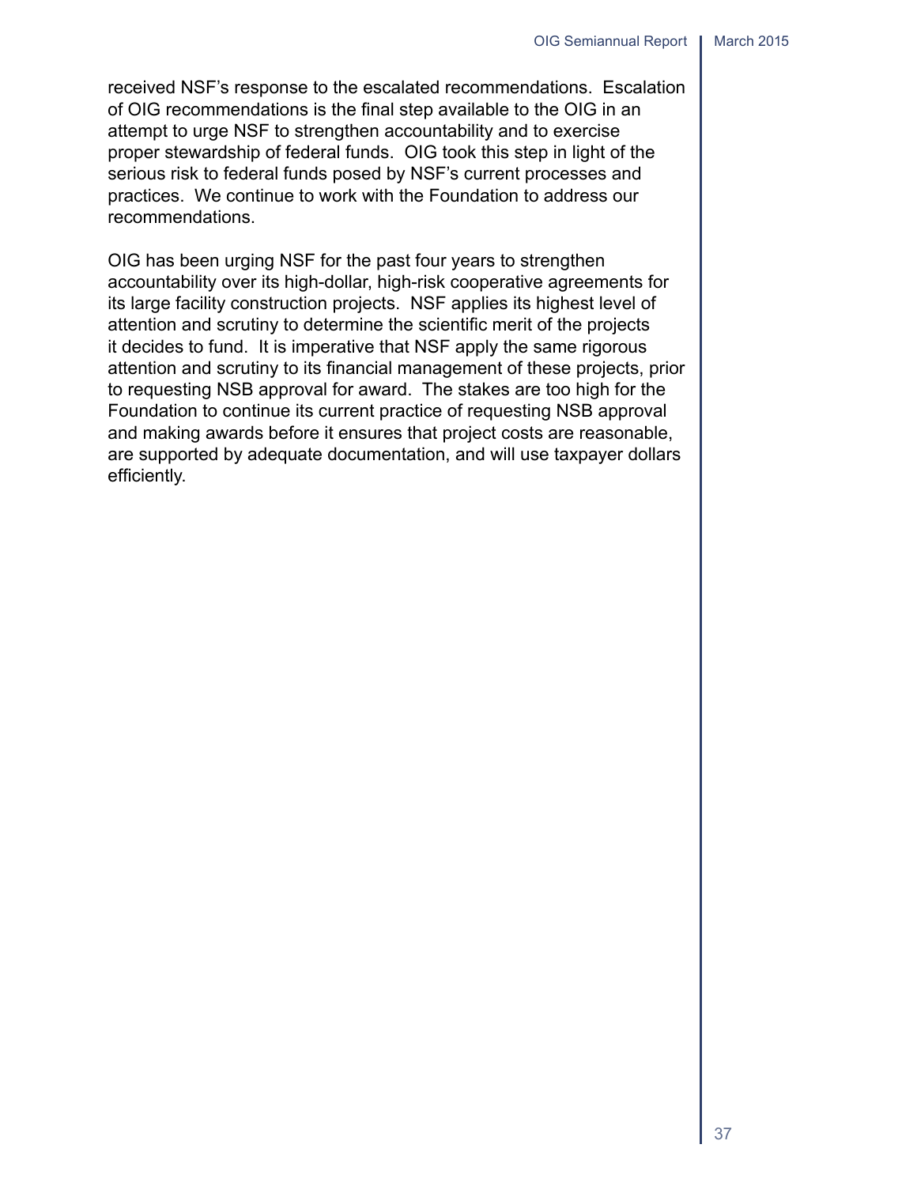received NSF's response to the escalated recommendations. Escalation of OIG recommendations is the final step available to the OIG in an attempt to urge NSF to strengthen accountability and to exercise proper stewardship of federal funds. OIG took this step in light of the serious risk to federal funds posed by NSF's current processes and practices. We continue to work with the Foundation to address our recommendations.

OIG has been urging NSF for the past four years to strengthen accountability over its high-dollar, high-risk cooperative agreements for its large facility construction projects. NSF applies its highest level of attention and scrutiny to determine the scientific merit of the projects it decides to fund. It is imperative that NSF apply the same rigorous attention and scrutiny to its financial management of these projects, prior to requesting NSB approval for award. The stakes are too high for the Foundation to continue its current practice of requesting NSB approval and making awards before it ensures that project costs are reasonable, are supported by adequate documentation, and will use taxpayer dollars efficiently.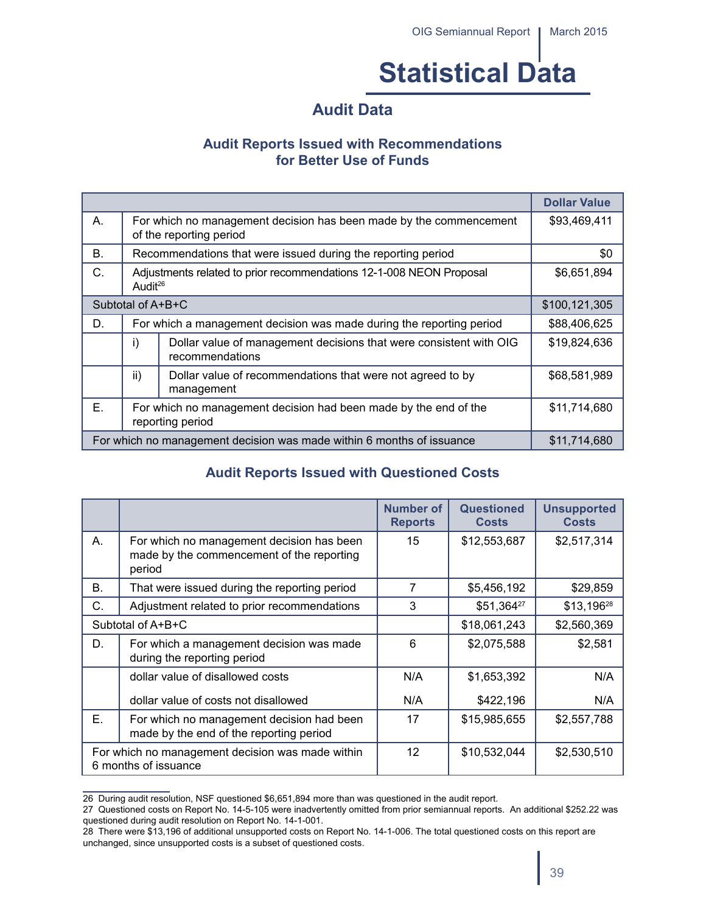# Statistical Data

## Audit Data

### Audit Reports Issued with Recommendations for Better Use of Funds

| | | | Dollar Value |
|---|---|---|---|
| A. | For which no management decision has been made by the commencement of the reporting period | | $93,469,411 |
| B. | Recommendations that were issued during the reporting period | | $0 |
| C. | Adjustments related to prior recommendations 12-1-008 NEON Proposal Audit[26] | | $6,651,894 |
| Subtotal of A+B+C | | | $100,121,305 |
| D. | For which a management decision was made during the reporting period | | $88,406,625 |
| | i) | Dollar value of management decisions that were consistent with OIG recommendations | $19,824,636 |
| | ii) | Dollar value of recommendations that were not agreed to by management | $68,581,989 |
| E. | For which no management decision had been made by the end of the reporting period | | $11,714,680 |
| For which no management decision was made within 6 months of issuance | | | $11,714,680 |

### Audit Reports Issued with Questioned Costs

| | | Number of Reports | Questioned Costs | Unsupported Costs |
|---|---|---|---|---|
| A. | For which no management decision has been made by the commencement of the reporting period | 15 | $12,553,687 | $2,517,314 |
| B. | That were issued during the reporting period | 7 | $5,456,192 | $29,859 |
| C. | Adjustment related to prior recommendations | 3 | $51,364[27] | $13,196[28] |
| Subtotal of A+B+C | | | $18,061,243 | $2,560,369 |
| D. | For which a management decision was made during the reporting period | 6 | $2,075,588 | $2,581 |
| | dollar value of disallowed costs | N/A | $1,653,392 | N/A |
| | dollar value of costs not disallowed | N/A | $422,196 | N/A |
| E. | For which no management decision had been made by the end of the reporting period | 17 | $15,985,655 | $2,557,788 |
| For which no management decision was made within 6 months of issuance | | 12 | $10,532,044 | $2,530,510 |

26 During audit resolution, NSF questioned $6,651,894 more than was questioned in the audit report.

27 Questioned costs on Report No. 14-5-105 were inadvertently omitted from prior semiannual reports. An additional $252.22 was questioned during audit resolution on Report No. 14-1-001.

28 There were $13,196 of additional unsupported costs on Report No. 14-1-006. The total questioned costs on this report are unchanged, since unsupported costs is a subset of questioned costs.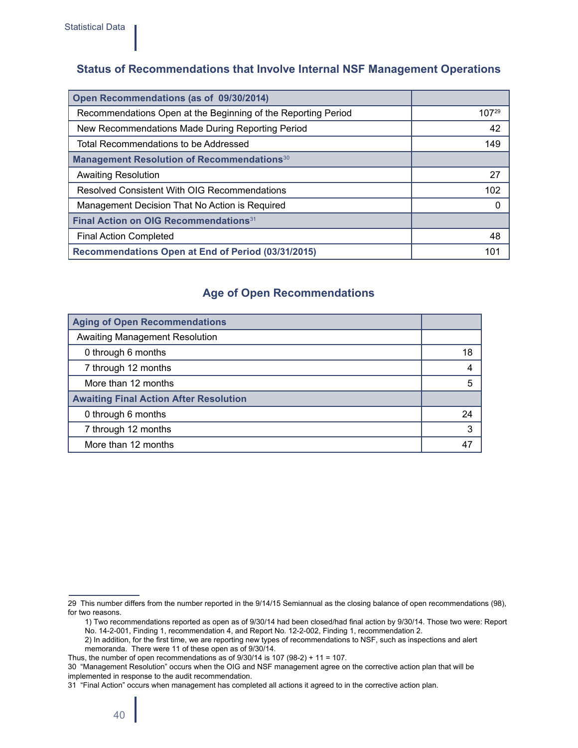## Status of Recommendations that Involve Internal NSF Management Operations

| Open Recommendations (as of 09/30/2014) | |
|---|---:|
| Recommendations Open at the Beginning of the Reporting Period | 107[29] |
| New Recommendations Made During Reporting Period | 42 |
| Total Recommendations to be Addressed | 149 |
| **Management Resolution of Recommendations[30]** | |
| Awaiting Resolution | 27 |
| Resolved Consistent With OIG Recommendations | 102 |
| Management Decision That No Action is Required | 0 |
| **Final Action on OIG Recommendations[31]** | |
| Final Action Completed | 48 |
| **Recommendations Open at End of Period (03/31/2015)** | 101 |

## Age of Open Recommendations

| Aging of Open Recommendations | |
|---|---:|
| Awaiting Management Resolution | |
| 0 through 6 months | 18 |
| 7 through 12 months | 4 |
| More than 12 months | 5 |
| **Awaiting Final Action After Resolution** | |
| 0 through 6 months | 24 |
| 7 through 12 months | 3 |
| More than 12 months | 47 |

---

29 This number differs from the number reported in the 9/14/15 Semiannual as the closing balance of open recommendations (98), for two reasons.

1) Two recommendations reported as open as of 9/30/14 had been closed/had final action by 9/30/14. Those two were: Report No. 14-2-001, Finding 1, recommendation 4, and Report No. 12-2-002, Finding 1, recommendation 2.

2) In addition, for the first time, we are reporting new types of recommendations to NSF, such as inspections and alert memoranda. There were 11 of these open as of 9/30/14.

Thus, the number of open recommendations as of 9/30/14 is 107 (98-2) + 11 = 107.

30 "Management Resolution" occurs when the OIG and NSF management agree on the corrective action plan that will be implemented in response to the audit recommendation.

31 "Final Action" occurs when management has completed all actions it agreed to in the corrective action plan.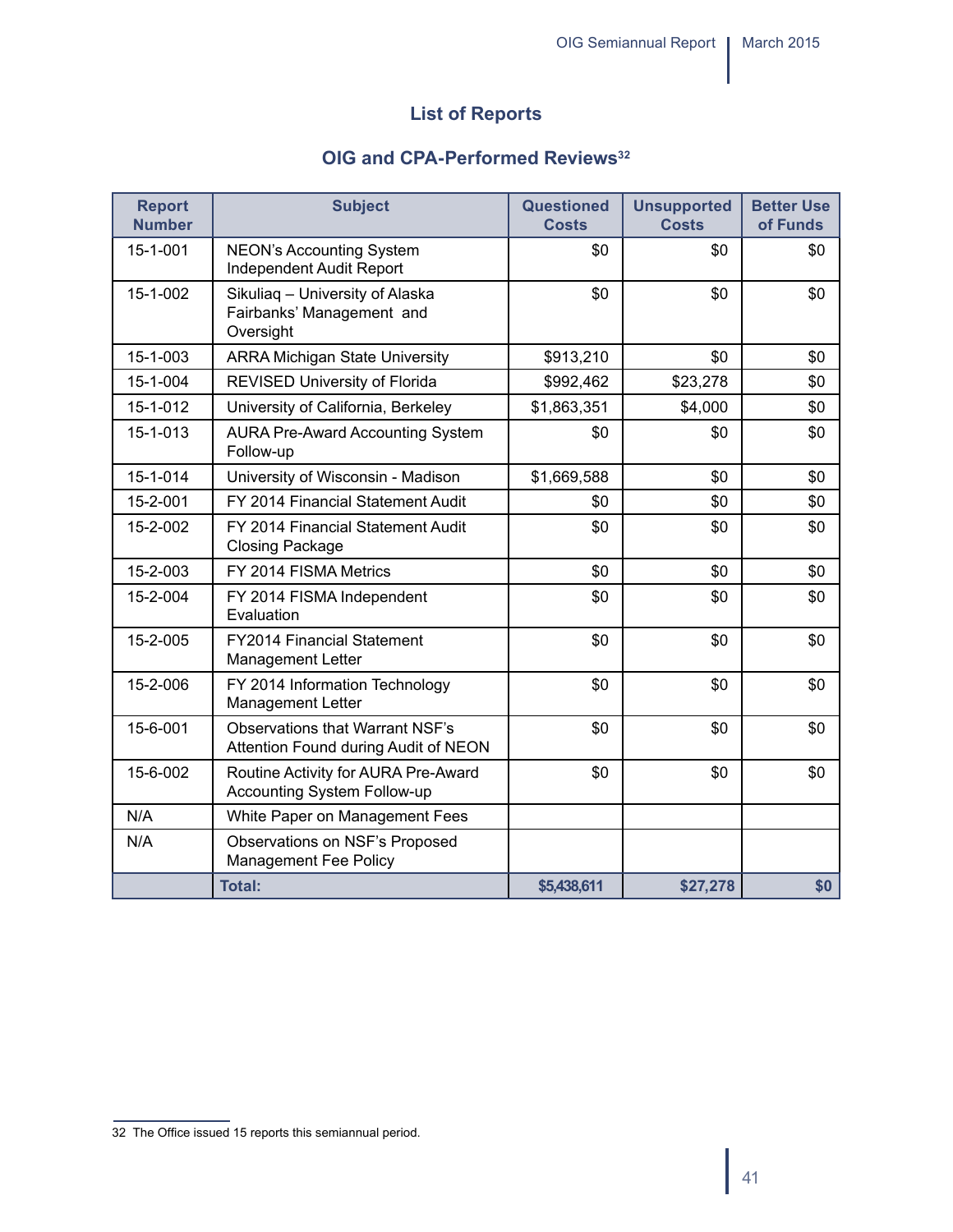## List of Reports

### OIG and CPA-Performed Reviews[32]

| Report Number | Subject | Questioned Costs | Unsupported Costs | Better Use of Funds |
|---|---|---|---|---|
| 15-1-001 | NEON's Accounting System Independent Audit Report | $0 | $0 | $0 |
| 15-1-002 | Sikuliaq – University of Alaska Fairbanks' Management and Oversight | $0 | $0 | $0 |
| 15-1-003 | ARRA Michigan State University | $913,210 | $0 | $0 |
| 15-1-004 | REVISED University of Florida | $992,462 | $23,278 | $0 |
| 15-1-012 | University of California, Berkeley | $1,863,351 | $4,000 | $0 |
| 15-1-013 | AURA Pre-Award Accounting System Follow-up | $0 | $0 | $0 |
| 15-1-014 | University of Wisconsin - Madison | $1,669,588 | $0 | $0 |
| 15-2-001 | FY 2014 Financial Statement Audit | $0 | $0 | $0 |
| 15-2-002 | FY 2014 Financial Statement Audit Closing Package | $0 | $0 | $0 |
| 15-2-003 | FY 2014 FISMA Metrics | $0 | $0 | $0 |
| 15-2-004 | FY 2014 FISMA Independent Evaluation | $0 | $0 | $0 |
| 15-2-005 | FY2014 Financial Statement Management Letter | $0 | $0 | $0 |
| 15-2-006 | FY 2014 Information Technology Management Letter | $0 | $0 | $0 |
| 15-6-001 | Observations that Warrant NSF's Attention Found during Audit of NEON | $0 | $0 | $0 |
| 15-6-002 | Routine Activity for AURA Pre-Award Accounting System Follow-up | $0 | $0 | $0 |
| N/A | White Paper on Management Fees | | | |
| N/A | Observations on NSF's Proposed Management Fee Policy | | | |
| | **Total:** | **$5,438,611** | **$27,278** | **$0** |

32 The Office issued 15 reports this semiannual period.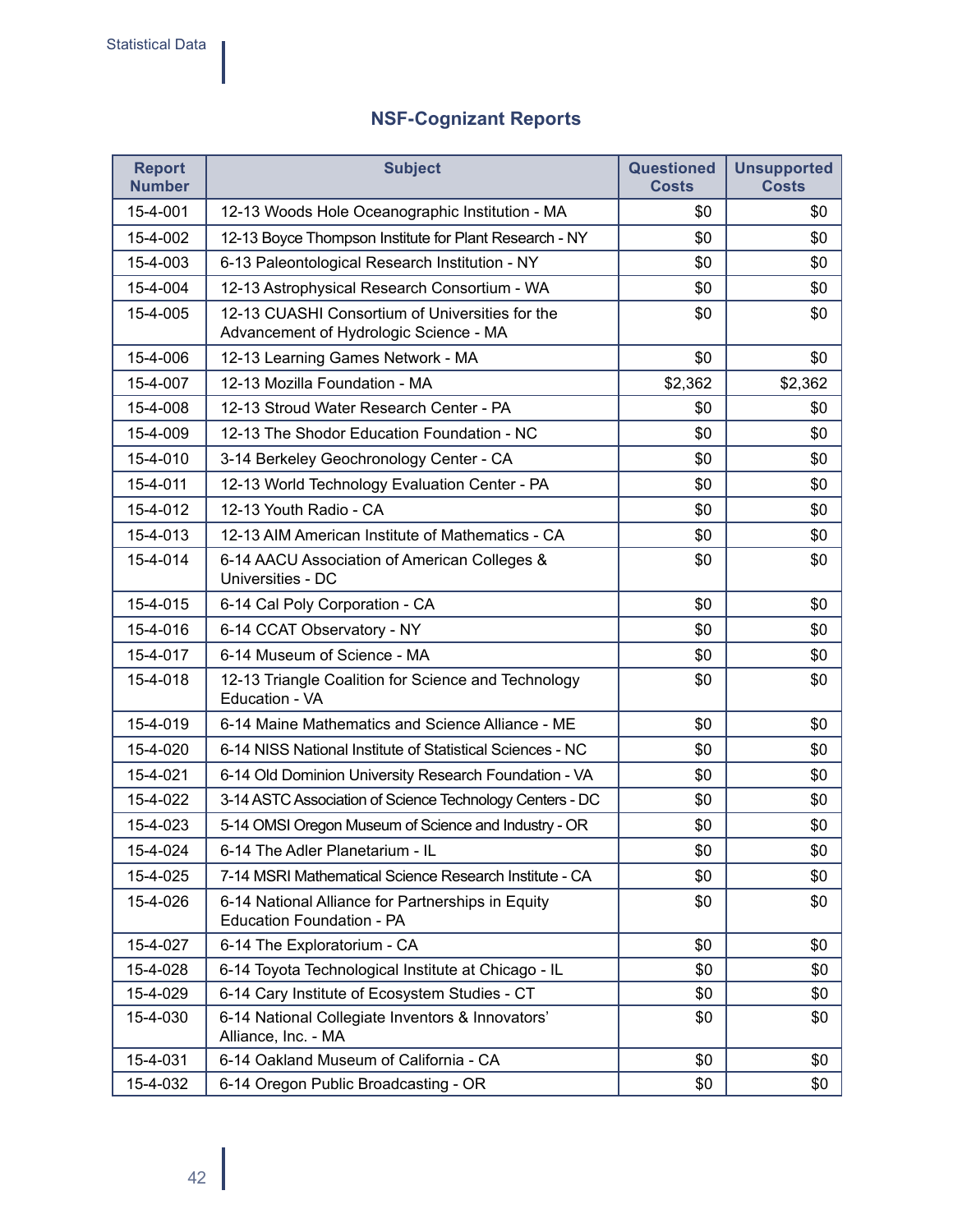## NSF-Cognizant Reports

| Report Number | Subject | Questioned Costs | Unsupported Costs |
|---|---|---|---|
| 15-4-001 | 12-13 Woods Hole Oceanographic Institution - MA | $0 | $0 |
| 15-4-002 | 12-13 Boyce Thompson Institute for Plant Research - NY | $0 | $0 |
| 15-4-003 | 6-13 Paleontological Research Institution - NY | $0 | $0 |
| 15-4-004 | 12-13 Astrophysical Research Consortium - WA | $0 | $0 |
| 15-4-005 | 12-13 CUASHI Consortium of Universities for the Advancement of Hydrologic Science - MA | $0 | $0 |
| 15-4-006 | 12-13 Learning Games Network - MA | $0 | $0 |
| 15-4-007 | 12-13 Mozilla Foundation - MA | $2,362 | $2,362 |
| 15-4-008 | 12-13 Stroud Water Research Center - PA | $0 | $0 |
| 15-4-009 | 12-13 The Shodor Education Foundation - NC | $0 | $0 |
| 15-4-010 | 3-14 Berkeley Geochronology Center - CA | $0 | $0 |
| 15-4-011 | 12-13 World Technology Evaluation Center - PA | $0 | $0 |
| 15-4-012 | 12-13 Youth Radio - CA | $0 | $0 |
| 15-4-013 | 12-13 AIM American Institute of Mathematics - CA | $0 | $0 |
| 15-4-014 | 6-14 AACU Association of American Colleges & Universities - DC | $0 | $0 |
| 15-4-015 | 6-14 Cal Poly Corporation - CA | $0 | $0 |
| 15-4-016 | 6-14 CCAT Observatory - NY | $0 | $0 |
| 15-4-017 | 6-14 Museum of Science - MA | $0 | $0 |
| 15-4-018 | 12-13 Triangle Coalition for Science and Technology Education - VA | $0 | $0 |
| 15-4-019 | 6-14 Maine Mathematics and Science Alliance - ME | $0 | $0 |
| 15-4-020 | 6-14 NISS National Institute of Statistical Sciences - NC | $0 | $0 |
| 15-4-021 | 6-14 Old Dominion University Research Foundation - VA | $0 | $0 |
| 15-4-022 | 3-14 ASTC Association of Science Technology Centers - DC | $0 | $0 |
| 15-4-023 | 5-14 OMSI Oregon Museum of Science and Industry - OR | $0 | $0 |
| 15-4-024 | 6-14 The Adler Planetarium - IL | $0 | $0 |
| 15-4-025 | 7-14 MSRI Mathematical Science Research Institute - CA | $0 | $0 |
| 15-4-026 | 6-14 National Alliance for Partnerships in Equity Education Foundation - PA | $0 | $0 |
| 15-4-027 | 6-14 The Exploratorium - CA | $0 | $0 |
| 15-4-028 | 6-14 Toyota Technological Institute at Chicago - IL | $0 | $0 |
| 15-4-029 | 6-14 Cary Institute of Ecosystem Studies - CT | $0 | $0 |
| 15-4-030 | 6-14 National Collegiate Inventors & Innovators' Alliance, Inc. - MA | $0 | $0 |
| 15-4-031 | 6-14 Oakland Museum of California - CA | $0 | $0 |
| 15-4-032 | 6-14 Oregon Public Broadcasting - OR | $0 | $0 |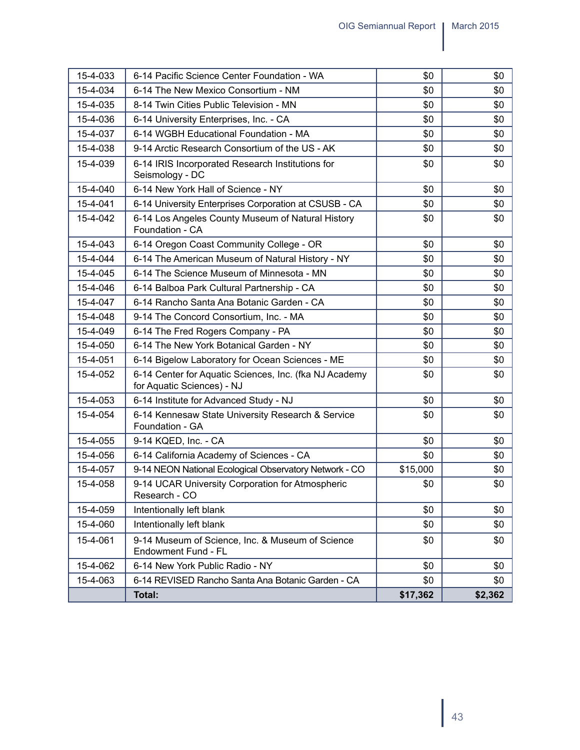| | | | |
|---|---|---|---|
| 15-4-033 | 6-14 Pacific Science Center Foundation - WA | $0 | $0 |
| 15-4-034 | 6-14 The New Mexico Consortium - NM | $0 | $0 |
| 15-4-035 | 8-14 Twin Cities Public Television - MN | $0 | $0 |
| 15-4-036 | 6-14 University Enterprises, Inc. - CA | $0 | $0 |
| 15-4-037 | 6-14 WGBH Educational Foundation - MA | $0 | $0 |
| 15-4-038 | 9-14 Arctic Research Consortium of the US - AK | $0 | $0 |
| 15-4-039 | 6-14 IRIS Incorporated Research Institutions for Seismology - DC | $0 | $0 |
| 15-4-040 | 6-14 New York Hall of Science - NY | $0 | $0 |
| 15-4-041 | 6-14 University Enterprises Corporation at CSUSB - CA | $0 | $0 |
| 15-4-042 | 6-14 Los Angeles County Museum of Natural History Foundation - CA | $0 | $0 |
| 15-4-043 | 6-14 Oregon Coast Community College - OR | $0 | $0 |
| 15-4-044 | 6-14 The American Museum of Natural History - NY | $0 | $0 |
| 15-4-045 | 6-14 The Science Museum of Minnesota - MN | $0 | $0 |
| 15-4-046 | 6-14 Balboa Park Cultural Partnership - CA | $0 | $0 |
| 15-4-047 | 6-14 Rancho Santa Ana Botanic Garden - CA | $0 | $0 |
| 15-4-048 | 9-14 The Concord Consortium, Inc. - MA | $0 | $0 |
| 15-4-049 | 6-14 The Fred Rogers Company - PA | $0 | $0 |
| 15-4-050 | 6-14 The New York Botanical Garden - NY | $0 | $0 |
| 15-4-051 | 6-14 Bigelow Laboratory for Ocean Sciences - ME | $0 | $0 |
| 15-4-052 | 6-14 Center for Aquatic Sciences, Inc. (fka NJ Academy for Aquatic Sciences) - NJ | $0 | $0 |
| 15-4-053 | 6-14 Institute for Advanced Study - NJ | $0 | $0 |
| 15-4-054 | 6-14 Kennesaw State University Research & Service Foundation - GA | $0 | $0 |
| 15-4-055 | 9-14 KQED, Inc. - CA | $0 | $0 |
| 15-4-056 | 6-14 California Academy of Sciences - CA | $0 | $0 |
| 15-4-057 | 9-14 NEON National Ecological Observatory Network - CO | $15,000 | $0 |
| 15-4-058 | 9-14 UCAR University Corporation for Atmospheric Research - CO | $0 | $0 |
| 15-4-059 | Intentionally left blank | $0 | $0 |
| 15-4-060 | Intentionally left blank | $0 | $0 |
| 15-4-061 | 9-14 Museum of Science, Inc. & Museum of Science Endowment Fund - FL | $0 | $0 |
| 15-4-062 | 6-14 New York Public Radio - NY | $0 | $0 |
| 15-4-063 | 6-14 REVISED Rancho Santa Ana Botanic Garden - CA | $0 | $0 |
| | **Total:** | **$17,362** | **$2,362** |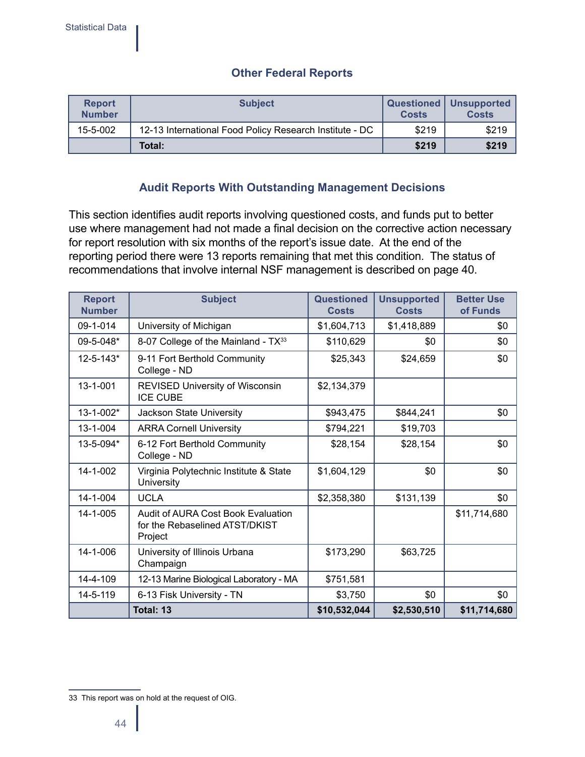## Other Federal Reports

| Report Number | Subject | Questioned Costs | Unsupported Costs |
|---|---|---|---|
| 15-5-002 | 12-13 International Food Policy Research Institute - DC | $219 | $219 |
| | **Total:** | **$219** | **$219** |

## Audit Reports With Outstanding Management Decisions

This section identifies audit reports involving questioned costs, and funds put to better use where management had not made a final decision on the corrective action necessary for report resolution with six months of the report's issue date. At the end of the reporting period there were 13 reports remaining that met this condition. The status of recommendations that involve internal NSF management is described on page 40.

| Report Number | Subject | Questioned Costs | Unsupported Costs | Better Use of Funds |
|---|---|---|---|---|
| 09-1-014 | University of Michigan | $1,604,713 | $1,418,889 | $0 |
| 09-5-048* | 8-07 College of the Mainland - TX[33] | $110,629 | $0 | $0 |
| 12-5-143* | 9-11 Fort Berthold Community College - ND | $25,343 | $24,659 | $0 |
| 13-1-001 | REVISED University of Wisconsin ICE CUBE | $2,134,379 | | |
| 13-1-002* | Jackson State University | $943,475 | $844,241 | $0 |
| 13-1-004 | ARRA Cornell University | $794,221 | $19,703 | |
| 13-5-094* | 6-12 Fort Berthold Community College - ND | $28,154 | $28,154 | $0 |
| 14-1-002 | Virginia Polytechnic Institute & State University | $1,604,129 | $0 | $0 |
| 14-1-004 | UCLA | $2,358,380 | $131,139 | $0 |
| 14-1-005 | Audit of AURA Cost Book Evaluation for the Rebaselined ATST/DKIST Project | | | $11,714,680 |
| 14-1-006 | University of Illinois Urbana Champaign | $173,290 | $63,725 | |
| 14-4-109 | 12-13 Marine Biological Laboratory - MA | $751,581 | | |
| 14-5-119 | 6-13 Fisk University - TN | $3,750 | $0 | $0 |
| | **Total: 13** | **$10,532,044** | **$2,530,510** | **$11,714,680** |

33 This report was on hold at the request of OIG.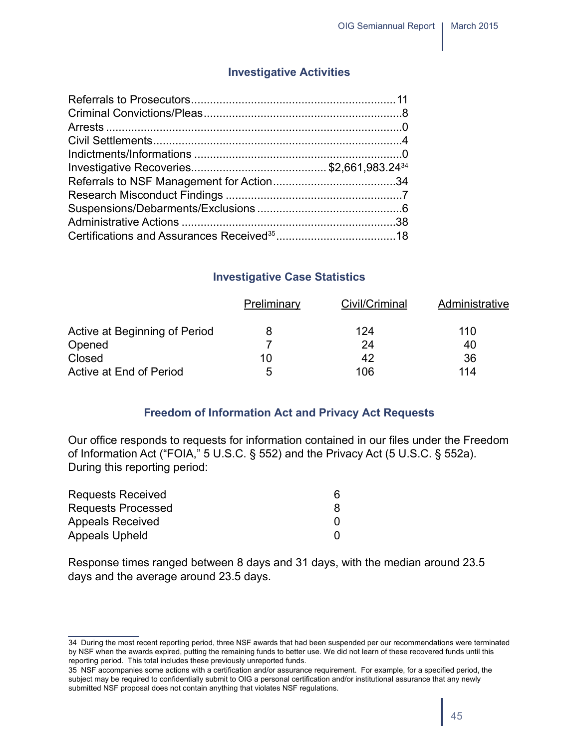## Investigative Activities

| | |
|---|---|
| Referrals to Prosecutors | 11 |
| Criminal Convictions/Pleas | 8 |
| Arrests | 0 |
| Civil Settlements | 4 |
| Indictments/Informations | 0 |
| Investigative Recoveries | $2,661,983.24[34] |
| Referrals to NSF Management for Action | 34 |
| Research Misconduct Findings | 7 |
| Suspensions/Debarments/Exclusions | 6 |
| Administrative Actions | 38 |
| Certifications and Assurances Received[35] | 18 |

## Investigative Case Statistics

| | Preliminary | Civil/Criminal | Administrative |
|---|---|---|---|
| Active at Beginning of Period | 8 | 124 | 110 |
| Opened | 7 | 24 | 40 |
| Closed | 10 | 42 | 36 |
| Active at End of Period | 5 | 106 | 114 |

## Freedom of Information Act and Privacy Act Requests

Our office responds to requests for information contained in our files under the Freedom of Information Act ("FOIA," 5 U.S.C. § 552) and the Privacy Act (5 U.S.C. § 552a). During this reporting period:

| | |
|---|---|
| Requests Received | 6 |
| Requests Processed | 8 |
| Appeals Received | 0 |
| Appeals Upheld | 0 |

Response times ranged between 8 days and 31 days, with the median around 23.5 days and the average around 23.5 days.

---

34 During the most recent reporting period, three NSF awards that had been suspended per our recommendations were terminated by NSF when the awards expired, putting the remaining funds to better use. We did not learn of these recovered funds until this reporting period. This total includes these previously unreported funds.

35 NSF accompanies some actions with a certification and/or assurance requirement. For example, for a specified period, the subject may be required to confidentially submit to OIG a personal certification and/or institutional assurance that any newly submitted NSF proposal does not contain anything that violates NSF regulations.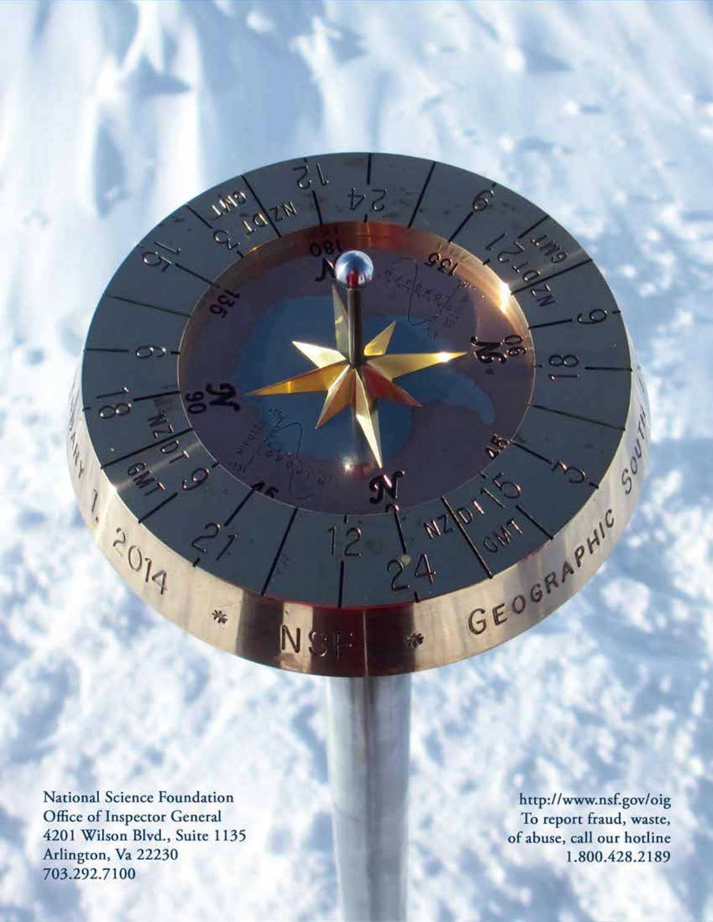National Science Foundation
Office of Inspector General
4201 Wilson Blvd., Suite 1135
Arlington, Va 22230
703.292.7100

http://www.nsf.gov/oig
To report fraud, waste,
of abuse, call our hotline
1.800.428.2189